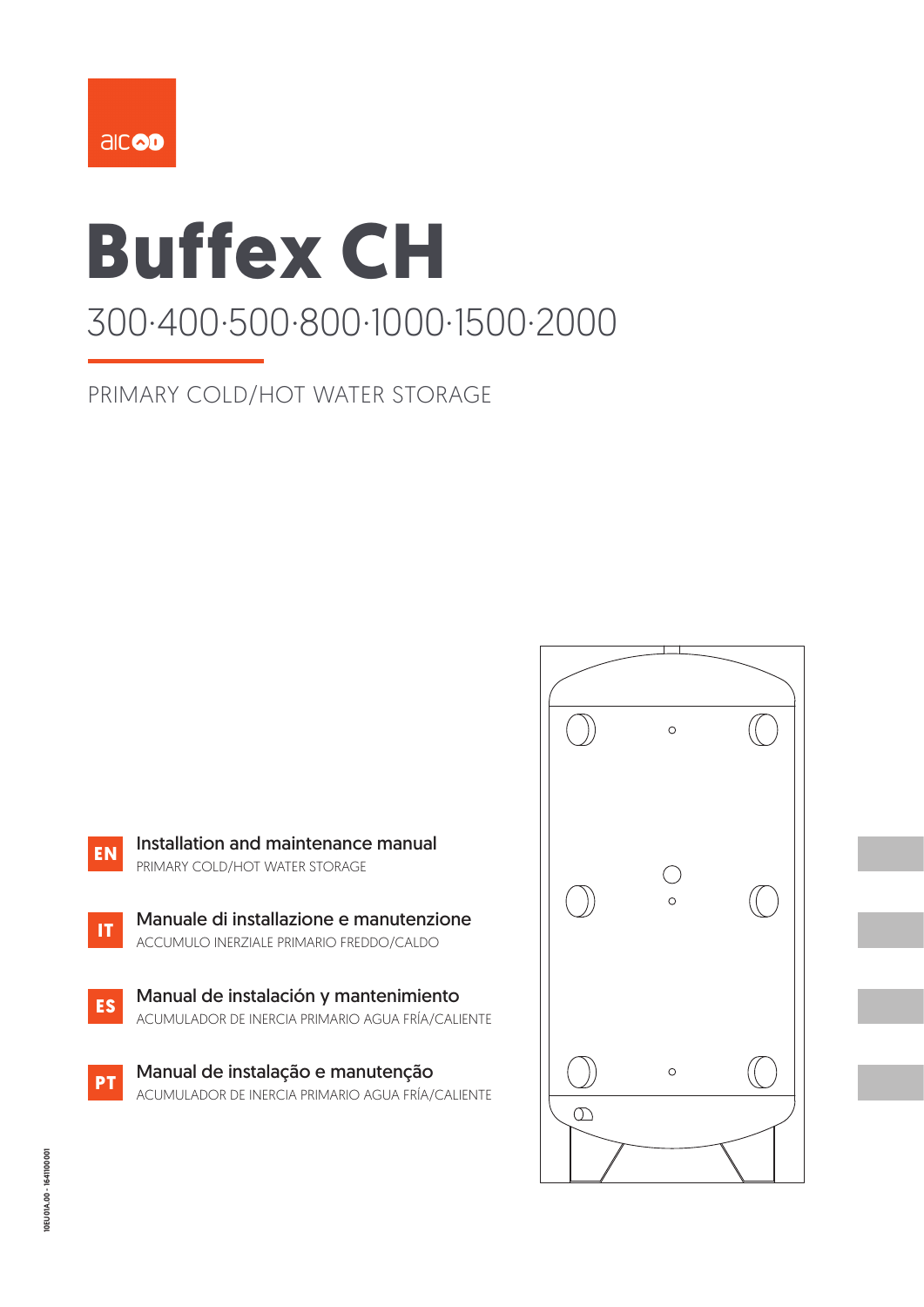aic

# Buffex CH

## 300·400·500·800·1000·1500·2000

PRIMARY COLD/HOT WATER STORAGE

**EN** Installation and maintenance manual
PRIMARY COLD/HOT WATER STORAGE

**IT** Manuale di installazione e manutenzione
ACCUMULO INERZIALE PRIMARIO FREDDO/CALDO

**ES** Manual de instalación y mantenimiento
ACUMULADOR DE INERCIA PRIMARIO AGUA FRÍA/CALIENTE

**PT** Manual de instalação e manutenção
ACUMULADOR DE INERCIA PRIMARIO AGUA FRÍA/CALIENTE

10EU01A.00 - 1641100001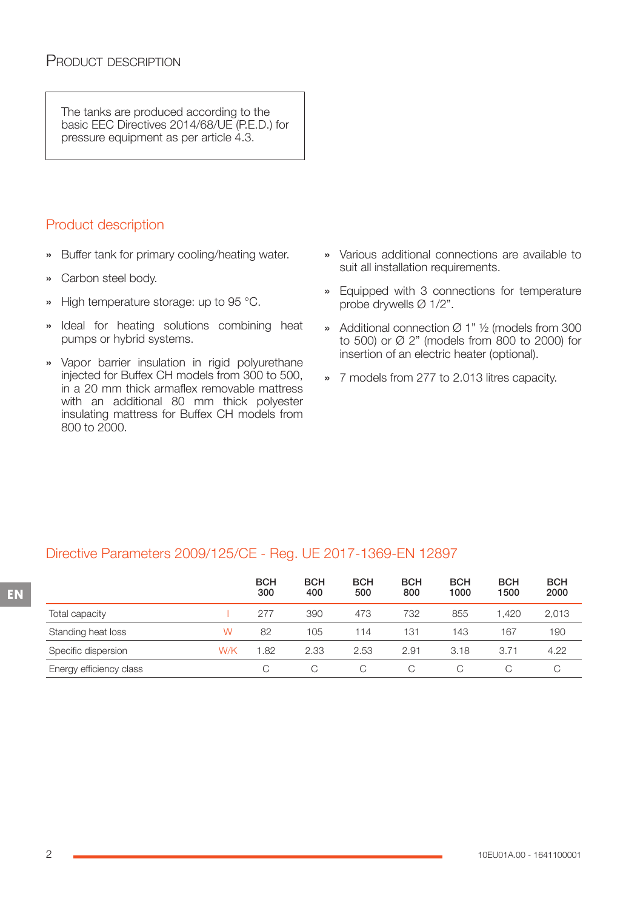# Product description

The tanks are produced according to the basic EEC Directives 2014/68/UE (P.E.D.) for pressure equipment as per article 4.3.

## Product description

- Buffer tank for primary cooling/heating water.
- Carbon steel body.
- High temperature storage: up to 95 °C.
- Ideal for heating solutions combining heat pumps or hybrid systems.
- Vapor barrier insulation in rigid polyurethane injected for Buffex CH models from 300 to 500, in a 20 mm thick armaflex removable mattress with an additional 80 mm thick polyester insulating mattress for Buffex CH models from 800 to 2000.
- Various additional connections are available to suit all installation requirements.
- Equipped with 3 connections for temperature probe drywells Ø 1/2".
- Additional connection Ø 1" ½ (models from 300 to 500) or Ø 2" (models from 800 to 2000) for insertion of an electric heater (optional).
- 7 models from 277 to 2.013 litres capacity.

## Directive Parameters 2009/125/CE - Reg. UE 2017-1369-EN 12897

| | | BCH 300 | BCH 400 | BCH 500 | BCH 800 | BCH 1000 | BCH 1500 | BCH 2000 |
|---|---|---|---|---|---|---|---|---|
| Total capacity | l | 277 | 390 | 473 | 732 | 855 | 1,420 | 2,013 |
| Standing heat loss | W | 82 | 105 | 114 | 131 | 143 | 167 | 190 |
| Specific dispersion | W/K | 1.82 | 2.33 | 2.53 | 2.91 | 3.18 | 3.71 | 4.22 |
| Energy efficiency class | | C | C | C | C | C | C | C |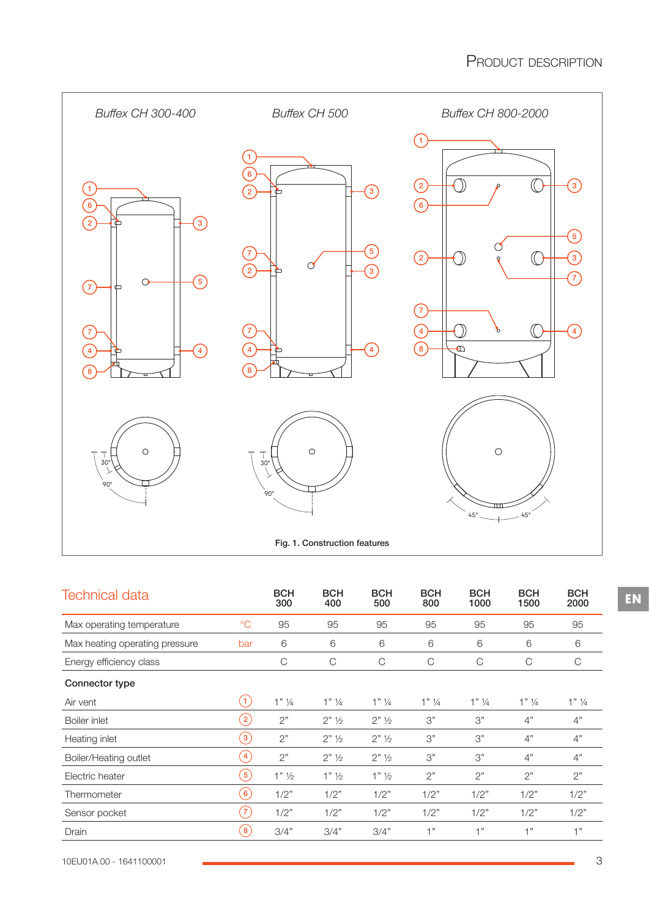*Buffex CH 300-400* *Buffex CH 500* *Buffex CH 800-2000*

Fig. 1. Construction features

## Technical data

| | | BCH 300 | BCH 400 | BCH 500 | BCH 800 | BCH 1000 | BCH 1500 | BCH 2000 |
|---|---|---|---|---|---|---|---|---|
| Max operating temperature | °C | 95 | 95 | 95 | 95 | 95 | 95 | 95 |
| Max heating operating pressure | bar | 6 | 6 | 6 | 6 | 6 | 6 | 6 |
| Energy efficiency class | | C | C | C | C | C | C | C |
| **Connector type** | | | | | | | | |
| Air vent | 1 | 1" ¼ | 1" ¼ | 1" ¼ | 1" ¼ | 1" ¼ | 1" ¼ | 1" ¼ |
| Boiler inlet | 2 | 2" | 2" ½ | 2" ½ | 3" | 3" | 4" | 4" |
| Heating inlet | 3 | 2" | 2" ½ | 2" ½ | 3" | 3" | 4" | 4" |
| Boiler/Heating outlet | 4 | 2" | 2" ½ | 2" ½ | 3" | 3" | 4" | 4" |
| Electric heater | 5 | 1" ½ | 1" ½ | 1" ½ | 2" | 2" | 2" | 2" |
| Thermometer | 6 | 1/2" | 1/2" | 1/2" | 1/2" | 1/2" | 1/2" | 1/2" |
| Sensor pocket | 7 | 1/2" | 1/2" | 1/2" | 1/2" | 1/2" | 1/2" | 1/2" |
| Drain | 8 | 3/4" | 3/4" | 3/4" | 1" | 1" | 1" | 1" |

10EU01A.00 - 1641100001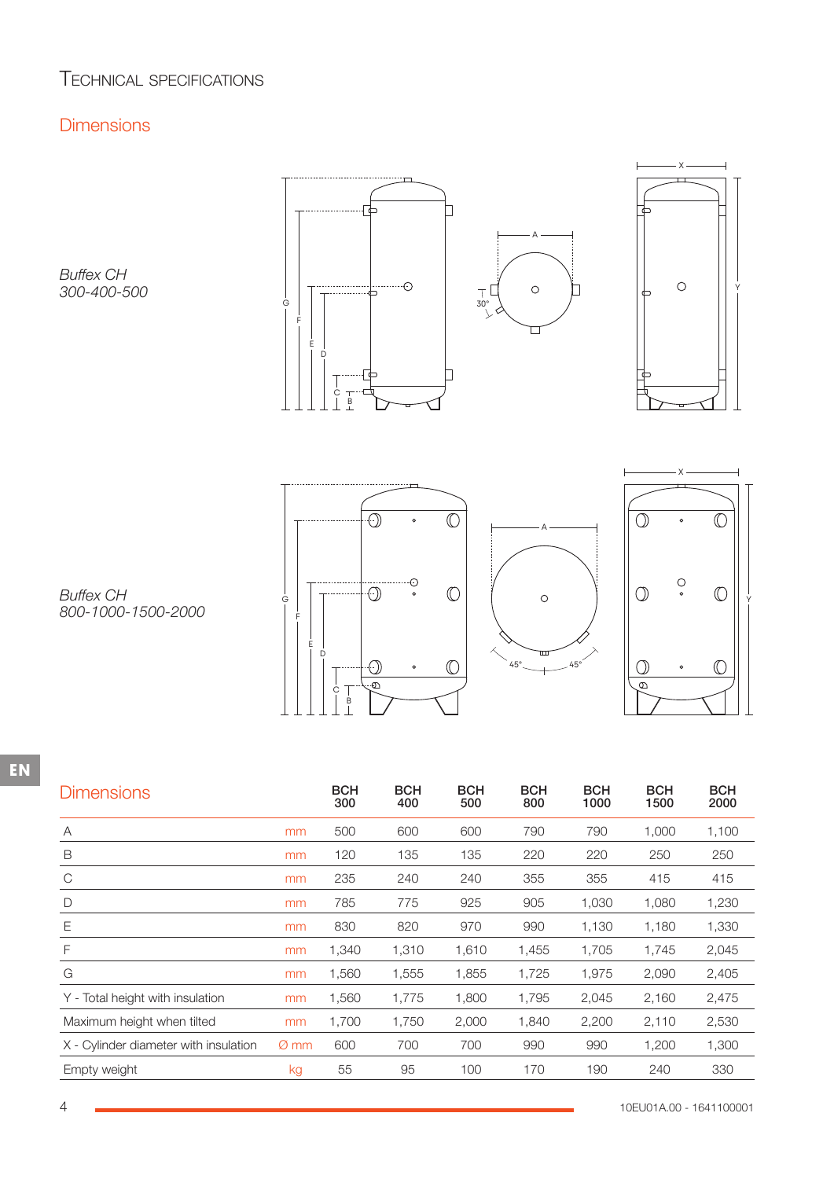# Technical specifications

## Dimensions

*Buffex CH 300-400-500*

*Buffex CH 800-1000-1500-2000*

| Dimensions | | BCH 300 | BCH 400 | BCH 500 | BCH 800 | BCH 1000 | BCH 1500 | BCH 2000 |
|---|---|---|---|---|---|---|---|---|
| A | mm | 500 | 600 | 600 | 790 | 790 | 1,000 | 1,100 |
| B | mm | 120 | 135 | 135 | 220 | 220 | 250 | 250 |
| C | mm | 235 | 240 | 240 | 355 | 355 | 415 | 415 |
| D | mm | 785 | 775 | 925 | 905 | 1,030 | 1,080 | 1,230 |
| E | mm | 830 | 820 | 970 | 990 | 1,130 | 1,180 | 1,330 |
| F | mm | 1,340 | 1,310 | 1,610 | 1,455 | 1,705 | 1,745 | 2,045 |
| G | mm | 1,560 | 1,555 | 1,855 | 1,725 | 1,975 | 2,090 | 2,405 |
| Y - Total height with insulation | mm | 1,560 | 1,775 | 1,800 | 1,795 | 2,045 | 2,160 | 2,475 |
| Maximum height when tilted | mm | 1,700 | 1,750 | 2,000 | 1,840 | 2,200 | 2,110 | 2,530 |
| X - Cylinder diameter with insulation | Ø mm | 600 | 700 | 700 | 990 | 990 | 1,200 | 1,300 |
| Empty weight | kg | 55 | 95 | 100 | 170 | 190 | 240 | 330 |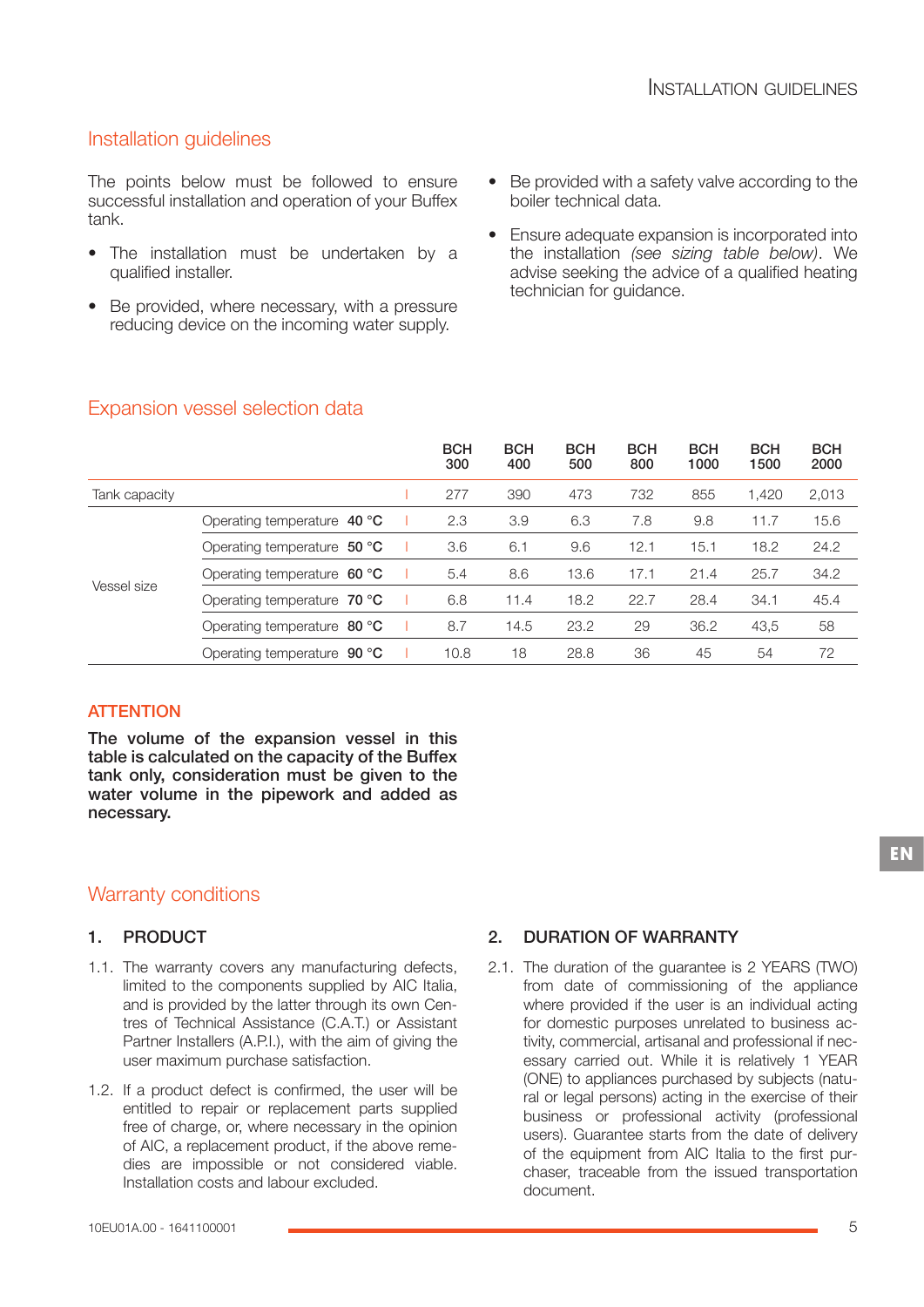## Installation guidelines

The points below must be followed to ensure successful installation and operation of your Buffex tank.

- The installation must be undertaken by a qualified installer.
- Be provided, where necessary, with a pressure reducing device on the incoming water supply.
- Be provided with a safety valve according to the boiler technical data.
- Ensure adequate expansion is incorporated into the installation *(see sizing table below)*. We advise seeking the advice of a qualified heating technician for guidance.

## Expansion vessel selection data

| | | | BCH 300 | BCH 400 | BCH 500 | BCH 800 | BCH 1000 | BCH 1500 | BCH 2000 |
|---|---|---|---|---|---|---|---|---|---|
| Tank capacity | | l | 277 | 390 | 473 | 732 | 855 | 1,420 | 2,013 |
| Vessel size | Operating temperature **40 °C** | l | 2.3 | 3.9 | 6.3 | 7.8 | 9.8 | 11.7 | 15.6 |
| | Operating temperature **50 °C** | l | 3.6 | 6.1 | 9.6 | 12.1 | 15.1 | 18.2 | 24.2 |
| | Operating temperature **60 °C** | l | 5.4 | 8.6 | 13.6 | 17.1 | 21.4 | 25.7 | 34.2 |
| | Operating temperature **70 °C** | l | 6.8 | 11.4 | 18.2 | 22.7 | 28.4 | 34.1 | 45.4 |
| | Operating temperature **80 °C** | l | 8.7 | 14.5 | 23.2 | 29 | 36.2 | 43,5 | 58 |
| | Operating temperature **90 °C** | l | 10.8 | 18 | 28.8 | 36 | 45 | 54 | 72 |

**ATTENTION**

**The volume of the expansion vessel in this table is calculated on the capacity of the Buffex tank only, consideration must be given to the water volume in the pipework and added as necessary.**

## Warranty conditions

### 1. PRODUCT

1.1. The warranty covers any manufacturing defects, limited to the components supplied by AIC Italia, and is provided by the latter through its own Centres of Technical Assistance (C.A.T.) or Assistant Partner Installers (A.P.I.), with the aim of giving the user maximum purchase satisfaction.

1.2. If a product defect is confirmed, the user will be entitled to repair or replacement parts supplied free of charge, or, where necessary in the opinion of AIC, a replacement product, if the above remedies are impossible or not considered viable. Installation costs and labour excluded.

### 2. DURATION OF WARRANTY

2.1. The duration of the guarantee is 2 YEARS (TWO) from date of commissioning of the appliance where provided if the user is an individual acting for domestic purposes unrelated to business activity, commercial, artisanal and professional if necessary carried out. While it is relatively 1 YEAR (ONE) to appliances purchased by subjects (natural or legal persons) acting in the exercise of their business or professional activity (professional users). Guarantee starts from the date of delivery of the equipment from AIC Italia to the first purchaser, traceable from the issued transportation document.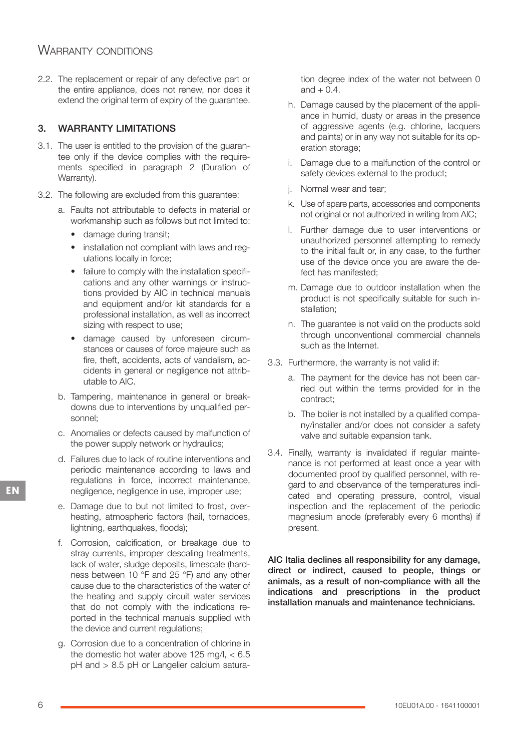2.2. The replacement or repair of any defective part or the entire appliance, does not renew, nor does it extend the original term of expiry of the guarantee.

## 3. WARRANTY LIMITATIONS

3.1. The user is entitled to the provision of the guarantee only if the device complies with the requirements specified in paragraph 2 (Duration of Warranty).

3.2. The following are excluded from this guarantee:

a. Faults not attributable to defects in material or workmanship such as follows but not limited to:
   - damage during transit;
   - installation not compliant with laws and regulations locally in force;
   - failure to comply with the installation specifications and any other warnings or instructions provided by AIC in technical manuals and equipment and/or kit standards for a professional installation, as well as incorrect sizing with respect to use;
   - damage caused by unforeseen circumstances or causes of force majeure such as fire, theft, accidents, acts of vandalism, accidents in general or negligence not attributable to AIC.

b. Tampering, maintenance in general or breakdowns due to interventions by unqualified personnel;

c. Anomalies or defects caused by malfunction of the power supply network or hydraulics;

d. Failures due to lack of routine interventions and periodic maintenance according to laws and regulations in force, incorrect maintenance, negligence, negligence in use, improper use;

e. Damage due to but not limited to frost, overheating, atmospheric factors (hail, tornadoes, lightning, earthquakes, floods);

f. Corrosion, calcification, or breakage due to stray currents, improper descaling treatments, lack of water, sludge deposits, limescale (hardness between 10 °F and 25 °F) and any other cause due to the characteristics of the water of the heating and supply circuit water services that do not comply with the indications reported in the technical manuals supplied with the device and current regulations;

g. Corrosion due to a concentration of chlorine in the domestic hot water above 125 mg/l, < 6.5 pH and > 8.5 pH or Langelier calcium saturation degree index of the water not between 0 and + 0.4.

h. Damage caused by the placement of the appliance in humid, dusty or areas in the presence of aggressive agents (e.g. chlorine, lacquers and paints) or in any way not suitable for its operation storage;

i. Damage due to a malfunction of the control or safety devices external to the product;

j. Normal wear and tear;

k. Use of spare parts, accessories and components not original or not authorized in writing from AIC;

l. Further damage due to user interventions or unauthorized personnel attempting to remedy to the initial fault or, in any case, to the further use of the device once you are aware the defect has manifested;

m. Damage due to outdoor installation when the product is not specifically suitable for such installation;

n. The guarantee is not valid on the products sold through unconventional commercial channels such as the Internet.

3.3. Furthermore, the warranty is not valid if:

a. The payment for the device has not been carried out within the terms provided for in the contract;

b. The boiler is not installed by a qualified company/installer and/or does not consider a safety valve and suitable expansion tank.

3.4. Finally, warranty is invalidated if regular maintenance is not performed at least once a year with documented proof by qualified personnel, with regard to and observance of the temperatures indicated and operating pressure, control, visual inspection and the replacement of the periodic magnesium anode (preferably every 6 months) if present.

**AIC Italia declines all responsibility for any damage, direct or indirect, caused to people, things or animals, as a result of non-compliance with all the indications and prescriptions in the product installation manuals and maintenance technicians.**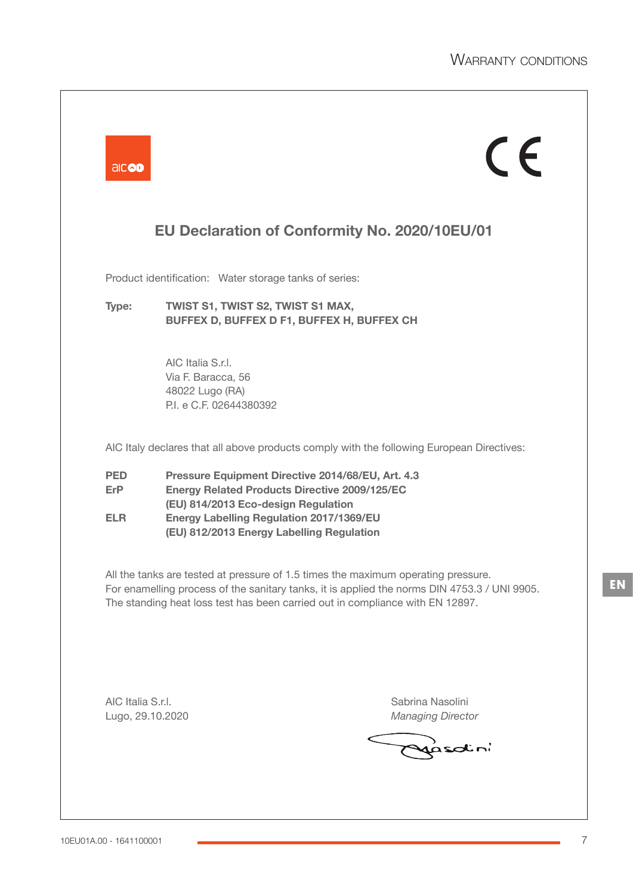## EU Declaration of Conformity No. 2020/10EU/01

Product identification: Water storage tanks of series:

**Type:** **TWIST S1, TWIST S2, TWIST S1 MAX, BUFFEX D, BUFFEX D F1, BUFFEX H, BUFFEX CH**

AIC Italia S.r.l.
Via F. Baracca, 56
48022 Lugo (RA)
P.I. e C.F. 02644380392

AIC Italy declares that all above products comply with the following European Directives:

| | |
|---|---|
| **PED** | **Pressure Equipment Directive 2014/68/EU, Art. 4.3** |
| **ErP** | **Energy Related Products Directive 2009/125/EC** |
| | **(EU) 814/2013 Eco-design Regulation** |
| **ELR** | **Energy Labelling Regulation 2017/1369/EU** |
| | **(EU) 812/2013 Energy Labelling Regulation** |

All the tanks are tested at pressure of 1.5 times the maximum operating pressure.
For enamelling process of the sanitary tanks, it is applied the norms DIN 4753.3 / UNI 9905.
The standing heat loss test has been carried out in compliance with EN 12897.

AIC Italia S.r.l.
Lugo, 29.10.2020

Sabrina Nasolini
*Managing Director*

10EU01A.00 - 1641100001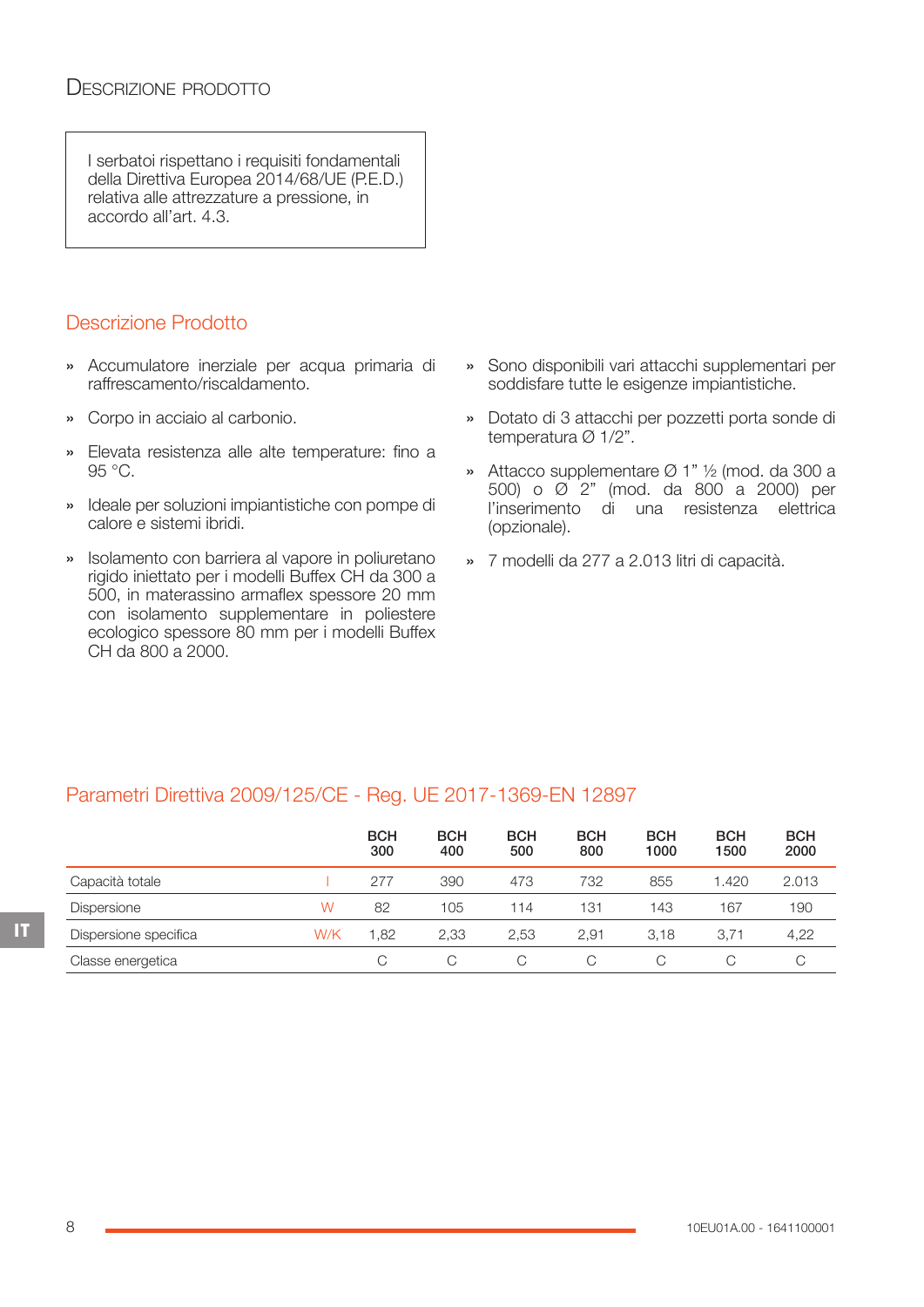# Descrizione prodotto

I serbatoi rispettano i requisiti fondamentali della Direttiva Europea 2014/68/UE (P.E.D.) relativa alle attrezzature a pressione, in accordo all'art. 4.3.

## Descrizione Prodotto

- Accumulatore inerziale per acqua primaria di raffrescamento/riscaldamento.
- Corpo in acciaio al carbonio.
- Elevata resistenza alle alte temperature: fino a 95 °C.
- Ideale per soluzioni impiantistiche con pompe di calore e sistemi ibridi.
- Isolamento con barriera al vapore in poliuretano rigido iniettato per i modelli Buffex CH da 300 a 500, in materassino armaflex spessore 20 mm con isolamento supplementare in poliestere ecologico spessore 80 mm per i modelli Buffex CH da 800 a 2000.
- Sono disponibili vari attacchi supplementari per soddisfare tutte le esigenze impiantistiche.
- Dotato di 3 attacchi per pozzetti porta sonde di temperatura Ø 1/2".
- Attacco supplementare Ø 1" ½ (mod. da 300 a 500) o Ø 2" (mod. da 800 a 2000) per l'inserimento di una resistenza elettrica (opzionale).
- 7 modelli da 277 a 2.013 litri di capacità.

## Parametri Direttiva 2009/125/CE - Reg. UE 2017-1369-EN 12897

| | | BCH 300 | BCH 400 | BCH 500 | BCH 800 | BCH 1000 | BCH 1500 | BCH 2000 |
|---|---|---|---|---|---|---|---|---|
| Capacità totale | l | 277 | 390 | 473 | 732 | 855 | 1.420 | 2.013 |
| Dispersione | W | 82 | 105 | 114 | 131 | 143 | 167 | 190 |
| Dispersione specifica | W/K | 1,82 | 2,33 | 2,53 | 2,91 | 3,18 | 3,71 | 4,22 |
| Classe energetica | | C | C | C | C | C | C | C |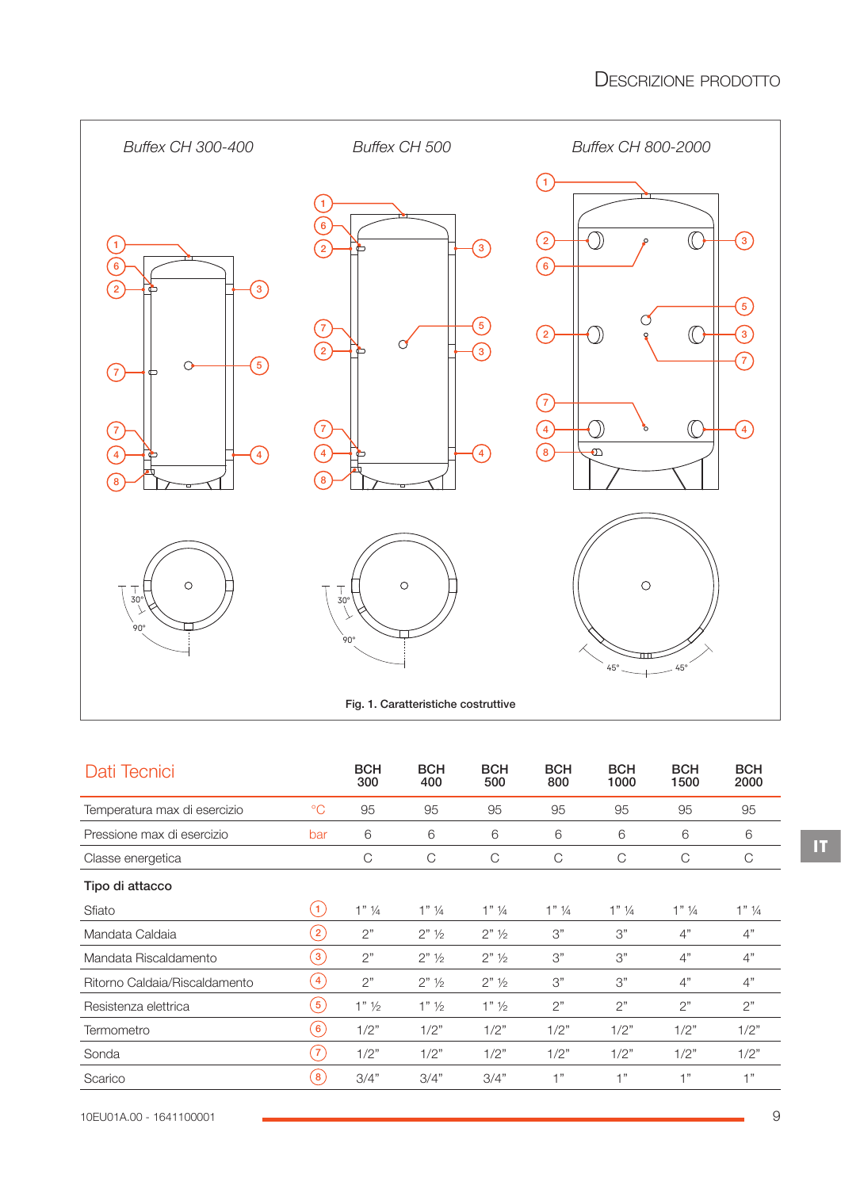## Descrizione prodotto

*Buffex CH 300-400*

*Buffex CH 500*

*Buffex CH 800-2000*

**Fig. 1. Caratteristiche costruttive**

## Dati Tecnici

| | | BCH 300 | BCH 400 | BCH 500 | BCH 800 | BCH 1000 | BCH 1500 | BCH 2000 |
|---|---|---|---|---|---|---|---|---|
| Temperatura max di esercizio | °C | 95 | 95 | 95 | 95 | 95 | 95 | 95 |
| Pressione max di esercizio | bar | 6 | 6 | 6 | 6 | 6 | 6 | 6 |
| Classe energetica | | C | C | C | C | C | C | C |
| **Tipo di attacco** | | | | | | | | |
| Sfiato | 1 | 1" ¼ | 1" ¼ | 1" ¼ | 1" ¼ | 1" ¼ | 1" ¼ | 1" ¼ |
| Mandata Caldaia | 2 | 2" | 2" ½ | 2" ½ | 3" | 3" | 4" | 4" |
| Mandata Riscaldamento | 3 | 2" | 2" ½ | 2" ½ | 3" | 3" | 4" | 4" |
| Ritorno Caldaia/Riscaldamento | 4 | 2" | 2" ½ | 2" ½ | 3" | 3" | 4" | 4" |
| Resistenza elettrica | 5 | 1" ½ | 1" ½ | 1" ½ | 2" | 2" | 2" | 2" |
| Termometro | 6 | 1/2" | 1/2" | 1/2" | 1/2" | 1/2" | 1/2" | 1/2" |
| Sonda | 7 | 1/2" | 1/2" | 1/2" | 1/2" | 1/2" | 1/2" | 1/2" |
| Scarico | 8 | 3/4" | 3/4" | 3/4" | 1" | 1" | 1" | 1" |

10EU01A.00 - 1641100001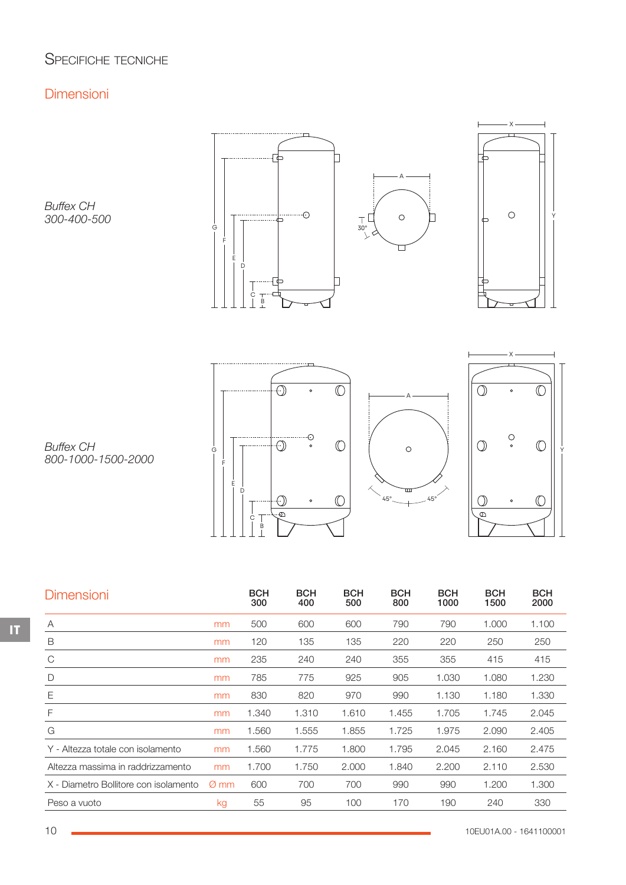# Specifiche tecniche

## Dimensioni

*Buffex CH 300-400-500*

*Buffex CH 800-1000-1500-2000*

| Dimensioni | | BCH 300 | BCH 400 | BCH 500 | BCH 800 | BCH 1000 | BCH 1500 | BCH 2000 |
|---|---|---|---|---|---|---|---|---|
| A | mm | 500 | 600 | 600 | 790 | 790 | 1.000 | 1.100 |
| B | mm | 120 | 135 | 135 | 220 | 220 | 250 | 250 |
| C | mm | 235 | 240 | 240 | 355 | 355 | 415 | 415 |
| D | mm | 785 | 775 | 925 | 905 | 1.030 | 1.080 | 1.230 |
| E | mm | 830 | 820 | 970 | 990 | 1.130 | 1.180 | 1.330 |
| F | mm | 1.340 | 1.310 | 1.610 | 1.455 | 1.705 | 1.745 | 2.045 |
| G | mm | 1.560 | 1.555 | 1.855 | 1.725 | 1.975 | 2.090 | 2.405 |
| Y - Altezza totale con isolamento | mm | 1.560 | 1.775 | 1.800 | 1.795 | 2.045 | 2.160 | 2.475 |
| Altezza massima in raddrizzamento | mm | 1.700 | 1.750 | 2.000 | 1.840 | 2.200 | 2.110 | 2.530 |
| X - Diametro Bollitore con isolamento | Ø mm | 600 | 700 | 700 | 990 | 990 | 1.200 | 1.300 |
| Peso a vuoto | kg | 55 | 95 | 100 | 170 | 190 | 240 | 330 |

10EU01A.00 - 1641100001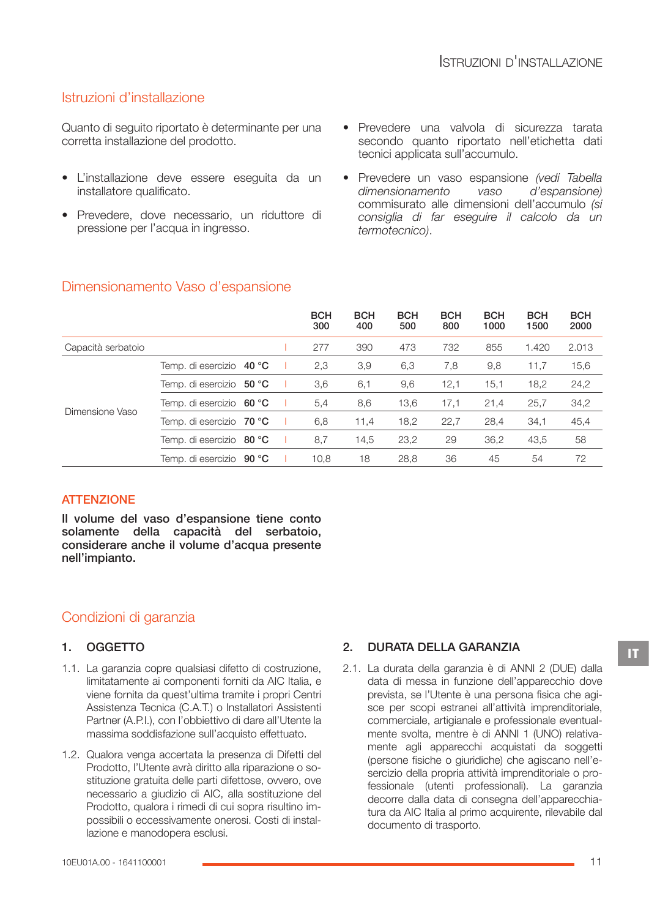## Istruzioni d'installazione

Quanto di seguito riportato è determinante per una corretta installazione del prodotto.

- L'installazione deve essere eseguita da un installatore qualificato.
- Prevedere, dove necessario, un riduttore di pressione per l'acqua in ingresso.
- Prevedere una valvola di sicurezza tarata secondo quanto riportato nell'etichetta dati tecnici applicata sull'accumulo.
- Prevedere un vaso espansione *(vedi Tabella dimensionamento vaso d'espansione)* commisurato alle dimensioni dell'accumulo *(si consiglia di far eseguire il calcolo da un termotecnico)*.

## Dimensionamento Vaso d'espansione

| | | BCH 300 | BCH 400 | BCH 500 | BCH 800 | BCH 1000 | BCH 1500 | BCH 2000 |
|---|---|---|---|---|---|---|---|---|
| Capacità serbatoio | | 277 | 390 | 473 | 732 | 855 | 1.420 | 2.013 |
| Dimensione Vaso | Temp. di esercizio **40 °C** | 2,3 | 3,9 | 6,3 | 7,8 | 9,8 | 11,7 | 15,6 |
| | Temp. di esercizio **50 °C** | 3,6 | 6,1 | 9,6 | 12,1 | 15,1 | 18,2 | 24,2 |
| | Temp. di esercizio **60 °C** | 5,4 | 8,6 | 13,6 | 17,1 | 21,4 | 25,7 | 34,2 |
| | Temp. di esercizio **70 °C** | 6,8 | 11,4 | 18,2 | 22,7 | 28,4 | 34,1 | 45,4 |
| | Temp. di esercizio **80 °C** | 8,7 | 14,5 | 23,2 | 29 | 36,2 | 43,5 | 58 |
| | Temp. di esercizio **90 °C** | 10,8 | 18 | 28,8 | 36 | 45 | 54 | 72 |

**ATTENZIONE**

**Il volume del vaso d'espansione tiene conto solamente della capacità del serbatoio, considerare anche il volume d'acqua presente nell'impianto.**

## Condizioni di garanzia

### 1. OGGETTO

1.1. La garanzia copre qualsiasi difetto di costruzione, limitatamente ai componenti forniti da AIC Italia, e viene fornita da quest'ultima tramite i propri Centri Assistenza Tecnica (C.A.T.) o Installatori Assistenti Partner (A.P.I.), con l'obbiettivo di dare all'Utente la massima soddisfazione sull'acquisto effettuato.

1.2. Qualora venga accertata la presenza di Difetti del Prodotto, l'Utente avrà diritto alla riparazione o sostituzione gratuita delle parti difettose, ovvero, ove necessario a giudizio di AIC, alla sostituzione del Prodotto, qualora i rimedi di cui sopra risultino impossibili o eccessivamente onerosi. Costi di installazione e manodopera esclusi.

### 2. DURATA DELLA GARANZIA

2.1. La durata della garanzia è di ANNI 2 (DUE) dalla data di messa in funzione dell'apparecchio dove prevista, se l'Utente è una persona fisica che agisce per scopi estranei all'attività imprenditoriale, commerciale, artigianale e professionale eventualmente svolta, mentre è di ANNI 1 (UNO) relativamente agli apparecchi acquistati da soggetti (persone fisiche o giuridiche) che agiscano nell'esercizio della propria attività imprenditoriale o professionale (utenti professionali). La garanzia decorre dalla data di consegna dell'apparecchiatura da AIC Italia al primo acquirente, rilevabile dal documento di trasporto.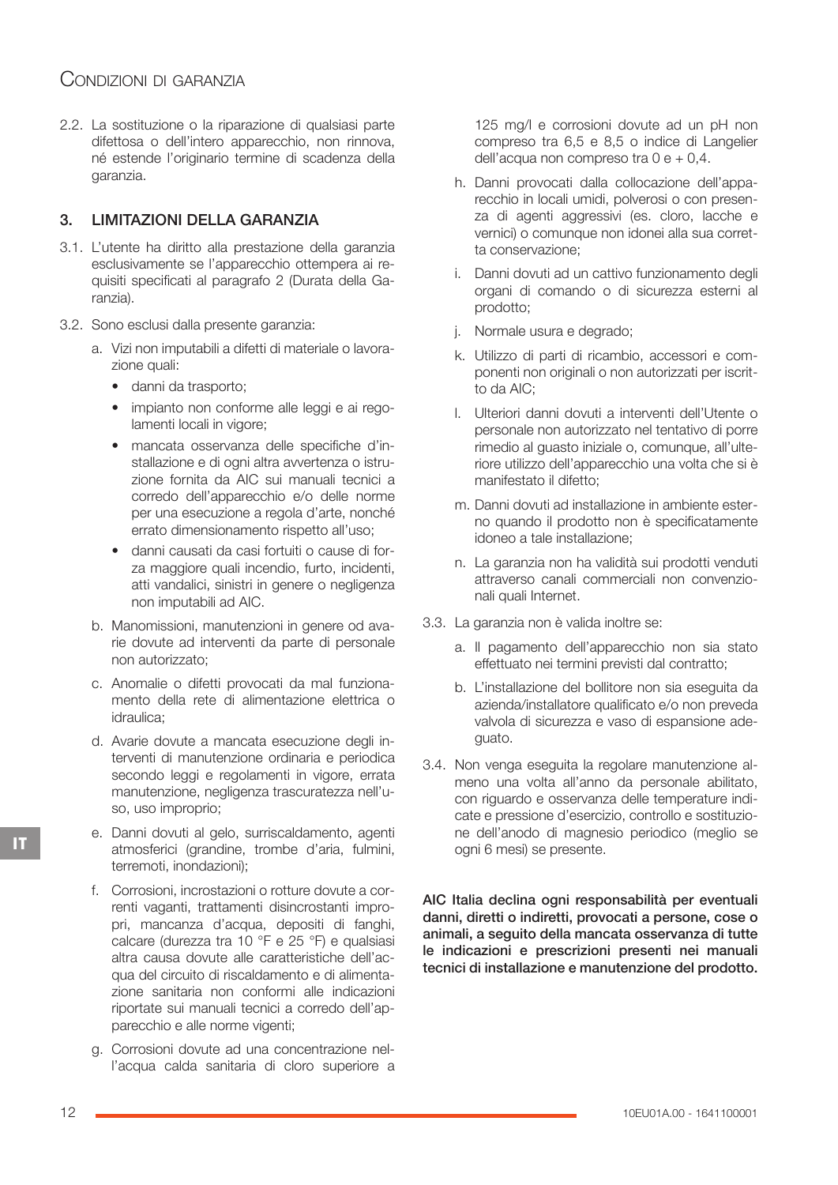2.2. La sostituzione o la riparazione di qualsiasi parte difettosa o dell'intero apparecchio, non rinnova, né estende l'originario termine di scadenza della garanzia.

## 3. LIMITAZIONI DELLA GARANZIA

3.1. L'utente ha diritto alla prestazione della garanzia esclusivamente se l'apparecchio ottempera ai requisiti specificati al paragrafo 2 (Durata della Garanzia).

3.2. Sono esclusi dalla presente garanzia:

a. Vizi non imputabili a difetti di materiale o lavorazione quali:
   - danni da trasporto;
   - impianto non conforme alle leggi e ai regolamenti locali in vigore;
   - mancata osservanza delle specifiche d'installazione e di ogni altra avvertenza o istruzione fornita da AIC sui manuali tecnici a corredo dell'apparecchio e/o delle norme per una esecuzione a regola d'arte, nonché errato dimensionamento rispetto all'uso;
   - danni causati da casi fortuiti o cause di forza maggiore quali incendio, furto, incidenti, atti vandalici, sinistri in genere o negligenza non imputabili ad AIC.

b. Manomissioni, manutenzioni in genere od avarie dovute ad interventi da parte di personale non autorizzato;

c. Anomalie o difetti provocati da mal funzionamento della rete di alimentazione elettrica o idraulica;

d. Avarie dovute a mancata esecuzione degli interventi di manutenzione ordinaria e periodica secondo leggi e regolamenti in vigore, errata manutenzione, negligenza trascuratezza nell'uso, uso improprio;

e. Danni dovuti al gelo, surriscaldamento, agenti atmosferici (grandine, trombe d'aria, fulmini, terremoti, inondazioni);

f. Corrosioni, incrostazioni o rotture dovute a correnti vaganti, trattamenti disincrostanti impropri, mancanza d'acqua, depositi di fanghi, calcare (durezza tra 10 °F e 25 °F) e qualsiasi altra causa dovute alle caratteristiche dell'acqua del circuito di riscaldamento e di alimentazione sanitaria non conformi alle indicazioni riportate sui manuali tecnici a corredo dell'apparecchio e alle norme vigenti;

g. Corrosioni dovute ad una concentrazione nell'acqua calda sanitaria di cloro superiore a 125 mg/l e corrosioni dovute ad un pH non compreso tra 6,5 e 8,5 o indice di Langelier dell'acqua non compreso tra 0 e + 0,4.

h. Danni provocati dalla collocazione dell'apparecchio in locali umidi, polverosi o con presenza di agenti aggressivi (es. cloro, lacche e vernici) o comunque non idonei alla sua corretta conservazione;

i. Danni dovuti ad un cattivo funzionamento degli organi di comando o di sicurezza esterni al prodotto;

j. Normale usura e degrado;

k. Utilizzo di parti di ricambio, accessori e componenti non originali o non autorizzati per iscritto da AIC;

l. Ulteriori danni dovuti a interventi dell'Utente o personale non autorizzato nel tentativo di porre rimedio al guasto iniziale o, comunque, all'ulteriore utilizzo dell'apparecchio una volta che si è manifestato il difetto;

m. Danni dovuti ad installazione in ambiente esterno quando il prodotto non è specificatamente idoneo a tale installazione;

n. La garanzia non ha validità sui prodotti venduti attraverso canali commerciali non convenzionali quali Internet.

3.3. La garanzia non è valida inoltre se:

a. Il pagamento dell'apparecchio non sia stato effettuato nei termini previsti dal contratto;

b. L'installazione del bollitore non sia eseguita da azienda/installatore qualificato e/o non preveda valvola di sicurezza e vaso di espansione adeguato.

3.4. Non venga eseguita la regolare manutenzione almeno una volta all'anno da personale abilitato, con riguardo e osservanza delle temperature indicate e pressione d'esercizio, controllo e sostituzione dell'anodo di magnesio periodico (meglio se ogni 6 mesi) se presente.

**AIC Italia declina ogni responsabilità per eventuali danni, diretti o indiretti, provocati a persone, cose o animali, a seguito della mancata osservanza di tutte le indicazioni e prescrizioni presenti nei manuali tecnici di installazione e manutenzione del prodotto.**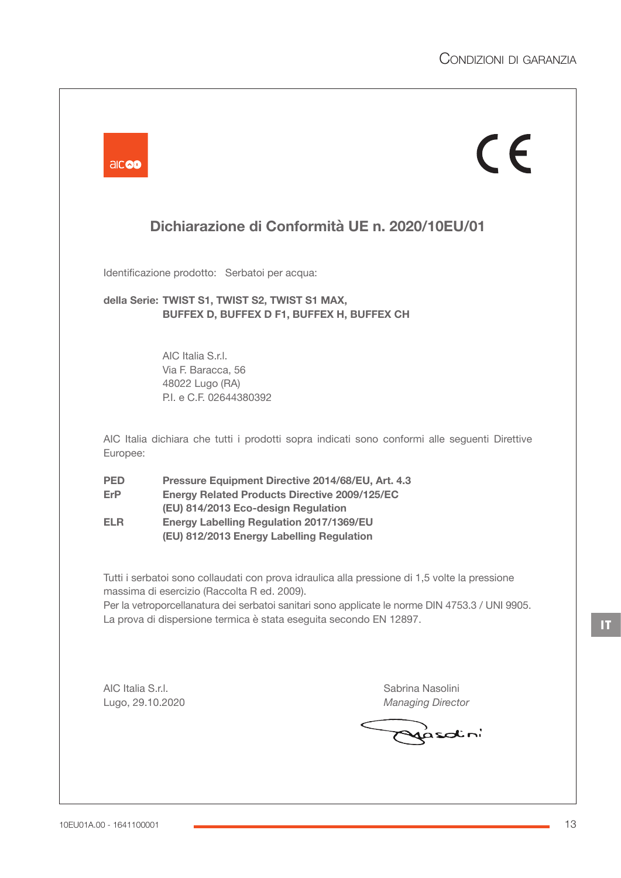## Dichiarazione di Conformità UE n. 2020/10EU/01

Identificazione prodotto: Serbatoi per acqua:

**della Serie: TWIST S1, TWIST S2, TWIST S1 MAX,
BUFFEX D, BUFFEX D F1, BUFFEX H, BUFFEX CH**

AIC Italia S.r.l.
Via F. Baracca, 56
48022 Lugo (RA)
P.I. e C.F. 02644380392

AIC Italia dichiara che tutti i prodotti sopra indicati sono conformi alle seguenti Direttive Europee:

| | |
|---|---|
| **PED** | **Pressure Equipment Directive 2014/68/EU, Art. 4.3** |
| **ErP** | **Energy Related Products Directive 2009/125/EC** |
| | **(EU) 814/2013 Eco-design Regulation** |
| **ELR** | **Energy Labelling Regulation 2017/1369/EU** |
| | **(EU) 812/2013 Energy Labelling Regulation** |

Tutti i serbatoi sono collaudati con prova idraulica alla pressione di 1,5 volte la pressione massima di esercizio (Raccolta R ed. 2009).
Per la vetroporcellanatura dei serbatoi sanitari sono applicate le norme DIN 4753.3 / UNI 9905.
La prova di dispersione termica è stata eseguita secondo EN 12897.

AIC Italia S.r.l.
Lugo, 29.10.2020

Sabrina Nasolini
*Managing Director*

10EU01A.00 - 1641100001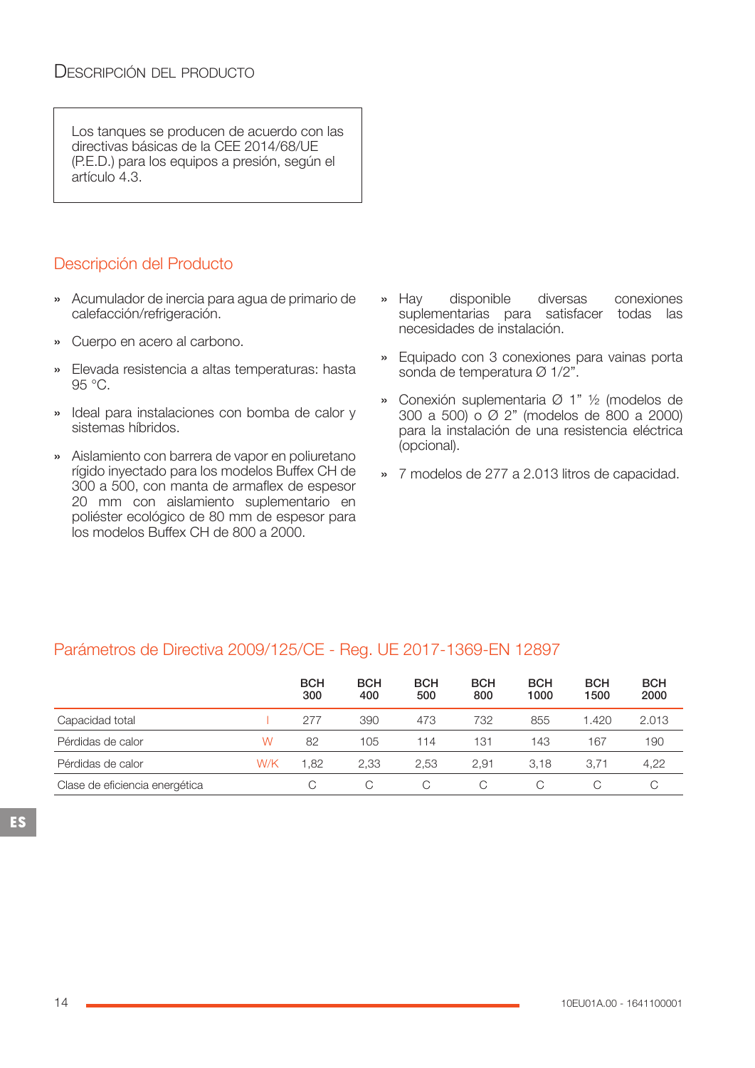# Descripción del producto

Los tanques se producen de acuerdo con las directivas básicas de la CEE 2014/68/UE (P.E.D.) para los equipos a presión, según el artículo 4.3.

## Descripción del Producto

- Acumulador de inercia para agua de primario de calefacción/refrigeración.
- Cuerpo en acero al carbono.
- Elevada resistencia a altas temperaturas: hasta 95 °C.
- Ideal para instalaciones con bomba de calor y sistemas híbridos.
- Aislamiento con barrera de vapor en poliuretano rígido inyectado para los modelos Buffex CH de 300 a 500, con manta de armaflex de espesor 20 mm con aislamiento suplementario en poliéster ecológico de 80 mm de espesor para los modelos Buffex CH de 800 a 2000.
- Hay disponible diversas conexiones suplementarias para satisfacer todas las necesidades de instalación.
- Equipado con 3 conexiones para vainas porta sonda de temperatura Ø 1/2".
- Conexión suplementaria Ø 1" ½ (modelos de 300 a 500) o Ø 2" (modelos de 800 a 2000) para la instalación de una resistencia eléctrica (opcional).
- 7 modelos de 277 a 2.013 litros de capacidad.

## Parámetros de Directiva 2009/125/CE - Reg. UE 2017-1369-EN 12897

| | | BCH 300 | BCH 400 | BCH 500 | BCH 800 | BCH 1000 | BCH 1500 | BCH 2000 |
|---|---|---|---|---|---|---|---|---|
| Capacidad total | l | 277 | 390 | 473 | 732 | 855 | 1.420 | 2.013 |
| Pérdidas de calor | W | 82 | 105 | 114 | 131 | 143 | 167 | 190 |
| Pérdidas de calor | W/K | 1,82 | 2,33 | 2,53 | 2,91 | 3,18 | 3,71 | 4,22 |
| Clase de eficiencia energética | | C | C | C | C | C | C | C |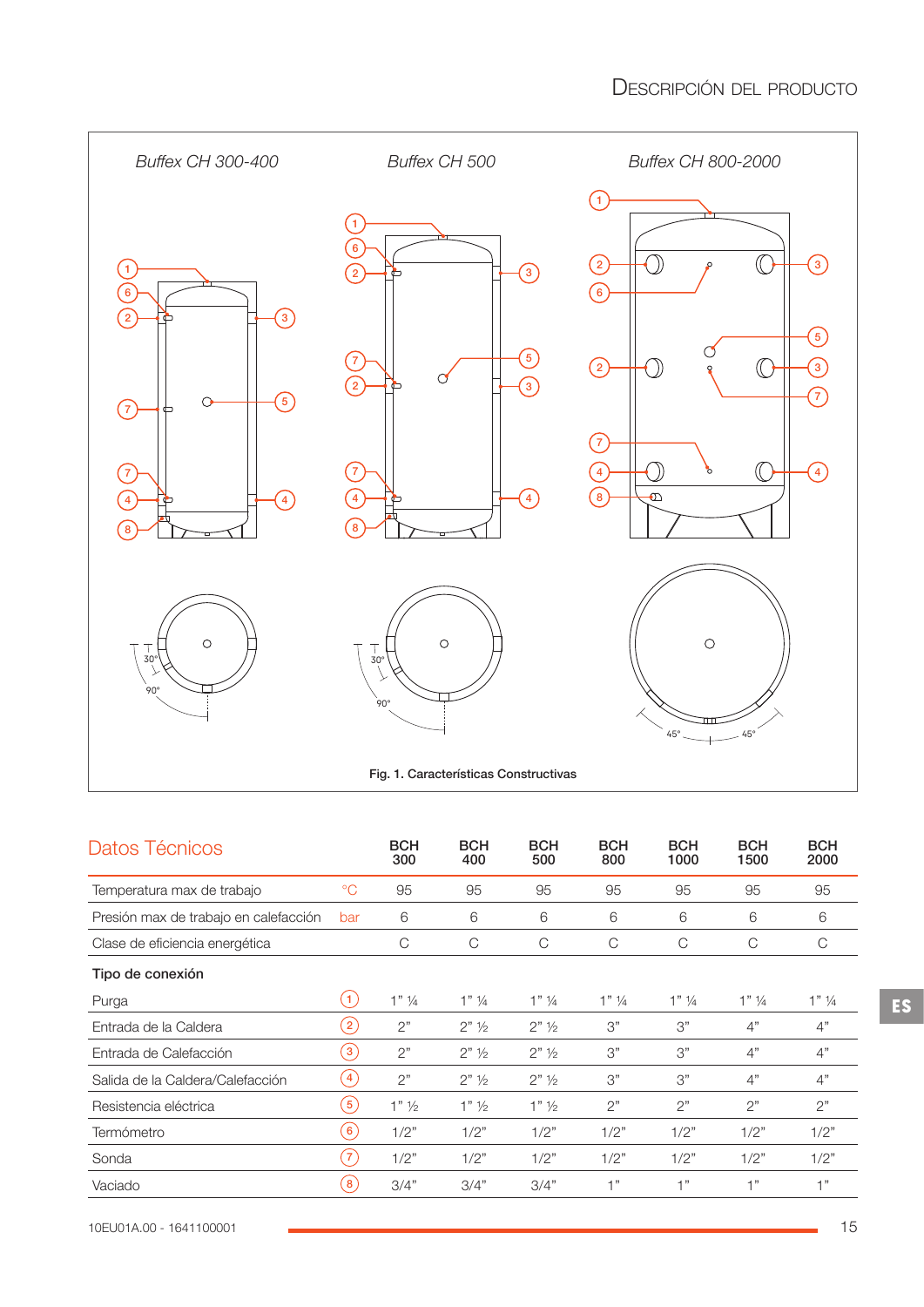# Descripción del producto

*Buffex CH 300-400*

*Buffex CH 500*

*Buffex CH 800-2000*

Fig. 1. Características Constructivas

## Datos Técnicos

| | | BCH 300 | BCH 400 | BCH 500 | BCH 800 | BCH 1000 | BCH 1500 | BCH 2000 |
|---|---|---|---|---|---|---|---|---|
| Temperatura max de trabajo | °C | 95 | 95 | 95 | 95 | 95 | 95 | 95 |
| Presión max de trabajo en calefacción | bar | 6 | 6 | 6 | 6 | 6 | 6 | 6 |
| Clase de eficiencia energética | | C | C | C | C | C | C | C |
| **Tipo de conexión** | | | | | | | | |
| Purga | 1 | 1" ¼ | 1" ¼ | 1" ¼ | 1" ¼ | 1" ¼ | 1" ¼ | 1" ¼ |
| Entrada de la Caldera | 2 | 2" | 2" ½ | 2" ½ | 3" | 3" | 4" | 4" |
| Entrada de Calefacción | 3 | 2" | 2" ½ | 2" ½ | 3" | 3" | 4" | 4" |
| Salida de la Caldera/Calefacción | 4 | 2" | 2" ½ | 2" ½ | 3" | 3" | 4" | 4" |
| Resistencia eléctrica | 5 | 1" ½ | 1" ½ | 1" ½ | 2" | 2" | 2" | 2" |
| Termómetro | 6 | 1/2" | 1/2" | 1/2" | 1/2" | 1/2" | 1/2" | 1/2" |
| Sonda | 7 | 1/2" | 1/2" | 1/2" | 1/2" | 1/2" | 1/2" | 1/2" |
| Vaciado | 8 | 3/4" | 3/4" | 3/4" | 1" | 1" | 1" | 1" |

10EU01A.00 - 1641100001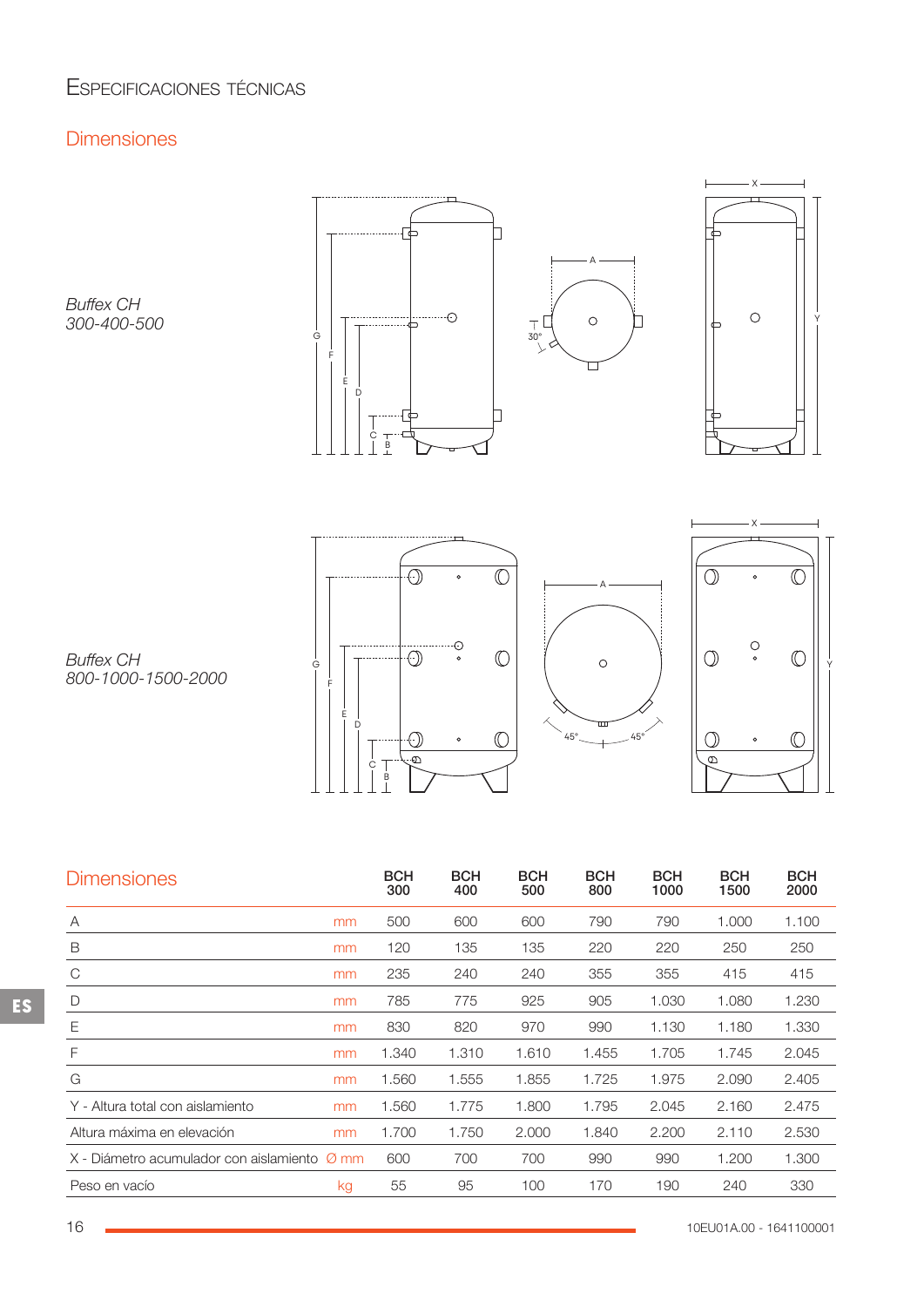# Especificaciones técnicas

## Dimensiones

*Buffex CH 300-400-500*

*Buffex CH 800-1000-1500-2000*

## Dimensiones

| | | BCH 300 | BCH 400 | BCH 500 | BCH 800 | BCH 1000 | BCH 1500 | BCH 2000 |
|---|---|---|---|---|---|---|---|---|
| A | mm | 500 | 600 | 600 | 790 | 790 | 1.000 | 1.100 |
| B | mm | 120 | 135 | 135 | 220 | 220 | 250 | 250 |
| C | mm | 235 | 240 | 240 | 355 | 355 | 415 | 415 |
| D | mm | 785 | 775 | 925 | 905 | 1.030 | 1.080 | 1.230 |
| E | mm | 830 | 820 | 970 | 990 | 1.130 | 1.180 | 1.330 |
| F | mm | 1.340 | 1.310 | 1.610 | 1.455 | 1.705 | 1.745 | 2.045 |
| G | mm | 1.560 | 1.555 | 1.855 | 1.725 | 1.975 | 2.090 | 2.405 |
| Y - Altura total con aislamiento | mm | 1.560 | 1.775 | 1.800 | 1.795 | 2.045 | 2.160 | 2.475 |
| Altura máxima en elevación | mm | 1.700 | 1.750 | 2.000 | 1.840 | 2.200 | 2.110 | 2.530 |
| X - Diámetro acumulador con aislamiento | Ø mm | 600 | 700 | 700 | 990 | 990 | 1.200 | 1.300 |
| Peso en vacío | kg | 55 | 95 | 100 | 170 | 190 | 240 | 330 |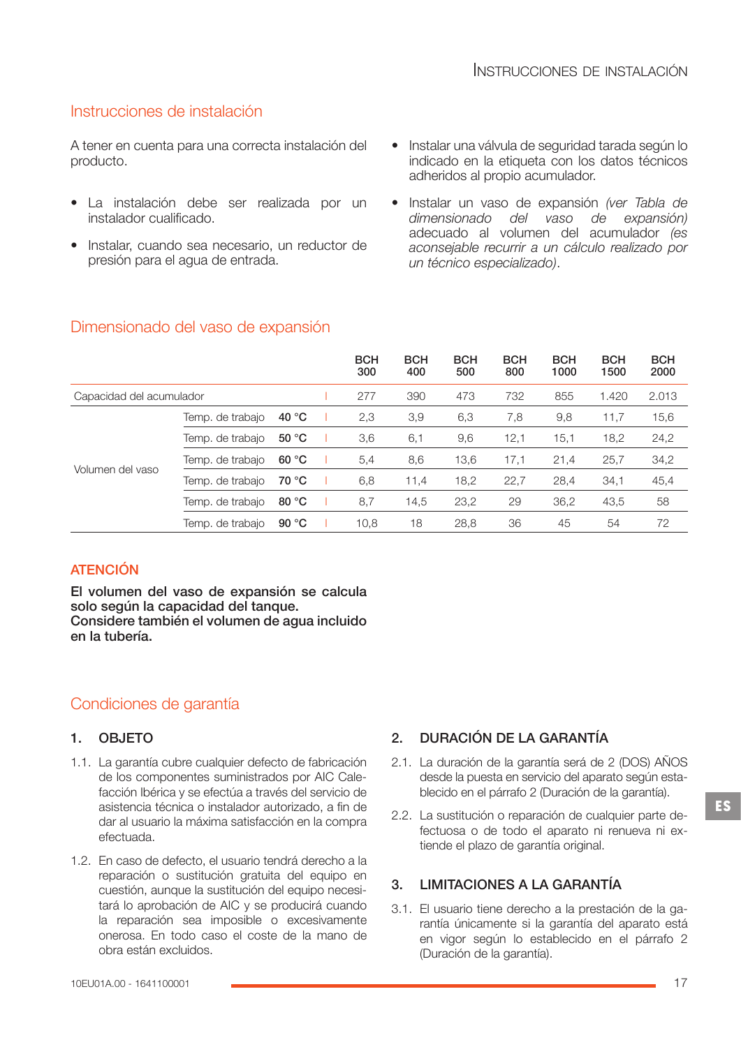## Instrucciones de instalación

A tener en cuenta para una correcta instalación del producto.

- La instalación debe ser realizada por un instalador cualificado.
- Instalar, cuando sea necesario, un reductor de presión para el agua de entrada.
- Instalar una válvula de seguridad tarada según lo indicado en la etiqueta con los datos técnicos adheridos al propio acumulador.
- Instalar un vaso de expansión *(ver Tabla de dimensionado del vaso de expansión)* adecuado al volumen del acumulador *(es aconsejable recurrir a un cálculo realizado por un técnico especializado)*.

## Dimensionado del vaso de expansión

| | | | | BCH 300 | BCH 400 | BCH 500 | BCH 800 | BCH 1000 | BCH 1500 | BCH 2000 |
|---|---|---|---|---|---|---|---|---|---|---|
| Capacidad del acumulador | | | l | 277 | 390 | 473 | 732 | 855 | 1.420 | 2.013 |
| Volumen del vaso | Temp. de trabajo | **40 °C** | l | 2,3 | 3,9 | 6,3 | 7,8 | 9,8 | 11,7 | 15,6 |
| | Temp. de trabajo | **50 °C** | l | 3,6 | 6,1 | 9,6 | 12,1 | 15,1 | 18,2 | 24,2 |
| | Temp. de trabajo | **60 °C** | l | 5,4 | 8,6 | 13,6 | 17,1 | 21,4 | 25,7 | 34,2 |
| | Temp. de trabajo | **70 °C** | l | 6,8 | 11,4 | 18,2 | 22,7 | 28,4 | 34,1 | 45,4 |
| | Temp. de trabajo | **80 °C** | l | 8,7 | 14,5 | 23,2 | 29 | 36,2 | 43,5 | 58 |
| | Temp. de trabajo | **90 °C** | l | 10,8 | 18 | 28,8 | 36 | 45 | 54 | 72 |

### ATENCIÓN

**El volumen del vaso de expansión se calcula solo según la capacidad del tanque.**
**Considere también el volumen de agua incluido en la tubería.**

## Condiciones de garantía

### 1. OBJETO

1.1. La garantía cubre cualquier defecto de fabricación de los componentes suministrados por AIC Calefacción Ibérica y se efectúa a través del servicio de asistencia técnica o instalador autorizado, a fin de dar al usuario la máxima satisfacción en la compra efectuada.

1.2. En caso de defecto, el usuario tendrá derecho a la reparación o sustitución gratuita del equipo en cuestión, aunque la sustitución del equipo necesitará lo aprobación de AIC y se producirá cuando la reparación sea imposible o excesivamente onerosa. En todo caso el coste de la mano de obra están excluidos.

### 2. DURACIÓN DE LA GARANTÍA

2.1. La duración de la garantía será de 2 (DOS) AÑOS desde la puesta en servicio del aparato según establecido en el párrafo 2 (Duración de la garantía).

2.2. La sustitución o reparación de cualquier parte defectuosa o de todo el aparato ni renueva ni extiende el plazo de garantía original.

### 3. LIMITACIONES A LA GARANTÍA

3.1. El usuario tiene derecho a la prestación de la garantía únicamente si la garantía del aparato está en vigor según lo establecido en el párrafo 2 (Duración de la garantía).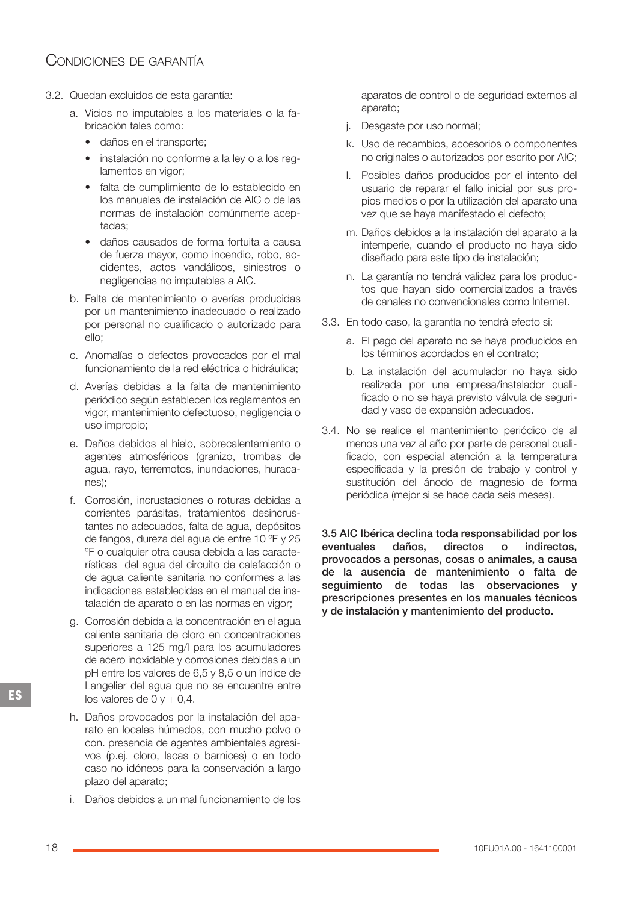## Condiciones de garantía

3.2. Quedan excluidos de esta garantía:

a. Vicios no imputables a los materiales o la fabricación tales como:
   - daños en el transporte;
   - instalación no conforme a la ley o a los reglamentos en vigor;
   - falta de cumplimiento de lo establecido en los manuales de instalación de AIC o de las normas de instalación comúnmente aceptadas;
   - daños causados de forma fortuita a causa de fuerza mayor, como incendio, robo, accidentes, actos vandálicos, siniestros o negligencias no imputables a AIC.

b. Falta de mantenimiento o averías producidas por un mantenimiento inadecuado o realizado por personal no cualificado o autorizado para ello;

c. Anomalías o defectos provocados por el mal funcionamiento de la red eléctrica o hidráulica;

d. Averías debidas a la falta de mantenimiento periódico según establecen los reglamentos en vigor, mantenimiento defectuoso, negligencia o uso impropio;

e. Daños debidos al hielo, sobrecalentamiento o agentes atmosféricos (granizo, trombas de agua, rayo, terremotos, inundaciones, huracanes);

f. Corrosión, incrustaciones o roturas debidas a corrientes parásitas, tratamientos desincrustantes no adecuados, falta de agua, depósitos de fangos, dureza del agua de entre 10 ºF y 25 ºF o cualquier otra causa debida a las características del agua del circuito de calefacción o de agua caliente sanitaria no conformes a las indicaciones establecidas en el manual de instalación de aparato o en las normas en vigor;

g. Corrosión debida a la concentración en el agua caliente sanitaria de cloro en concentraciones superiores a 125 mg/l para los acumuladores de acero inoxidable y corrosiones debidas a un pH entre los valores de 6,5 y 8,5 o un índice de Langelier del agua que no se encuentre entre los valores de 0 y + 0,4.

h. Daños provocados por la instalación del aparato en locales húmedos, con mucho polvo o con. presencia de agentes ambientales agresivos (p.ej. cloro, lacas o barnices) o en todo caso no idóneos para la conservación a largo plazo del aparato;

i. Daños debidos a un mal funcionamiento de los aparatos de control o de seguridad externos al aparato;

j. Desgaste por uso normal;

k. Uso de recambios, accesorios o componentes no originales o autorizados por escrito por AIC;

l. Posibles daños producidos por el intento del usuario de reparar el fallo inicial por sus propios medios o por la utilización del aparato una vez que se haya manifestado el defecto;

m. Daños debidos a la instalación del aparato a la intemperie, cuando el producto no haya sido diseñado para este tipo de instalación;

n. La garantía no tendrá validez para los productos que hayan sido comercializados a través de canales no convencionales como Internet.

3.3. En todo caso, la garantía no tendrá efecto si:

a. El pago del aparato no se haya producidos en los términos acordados en el contrato;

b. La instalación del acumulador no haya sido realizada por una empresa/instalador cualificado o no se haya previsto válvula de seguridad y vaso de expansión adecuados.

3.4. No se realice el mantenimiento periódico de al menos una vez al año por parte de personal cualificado, con especial atención a la temperatura especificada y la presión de trabajo y control y sustitución del ánodo de magnesio de forma periódica (mejor si se hace cada seis meses).

**3.5 AIC Ibérica declina toda responsabilidad por los eventuales daños, directos o indirectos, provocados a personas, cosas o animales, a causa de la ausencia de mantenimiento o falta de seguimiento de todas las observaciones y prescripciones presentes en los manuales técnicos y de instalación y mantenimiento del producto.**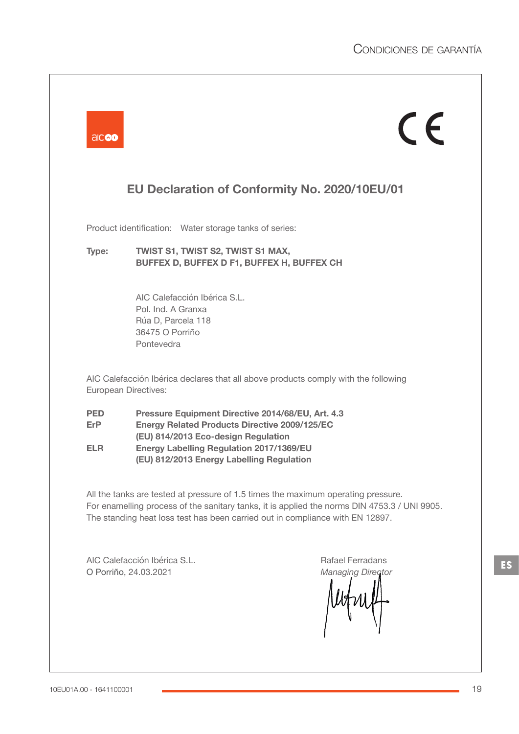## EU Declaration of Conformity No. 2020/10EU/01

Product identification: Water storage tanks of series:

**Type:** **TWIST S1, TWIST S2, TWIST S1 MAX,**
**BUFFEX D, BUFFEX D F1, BUFFEX H, BUFFEX CH**

AIC Calefacción Ibérica S.L.
Pol. Ind. A Granxa
Rúa D, Parcela 118
36475 O Porriño
Pontevedra

AIC Calefacción Ibérica declares that all above products comply with the following European Directives:

| | |
|---|---|
| **PED** | **Pressure Equipment Directive 2014/68/EU, Art. 4.3** |
| **ErP** | **Energy Related Products Directive 2009/125/EC** |
| | **(EU) 814/2013 Eco-design Regulation** |
| **ELR** | **Energy Labelling Regulation 2017/1369/EU** |
| | **(EU) 812/2013 Energy Labelling Regulation** |

All the tanks are tested at pressure of 1.5 times the maximum operating pressure.
For enamelling process of the sanitary tanks, it is applied the norms DIN 4753.3 / UNI 9905.
The standing heat loss test has been carried out in compliance with EN 12897.

AIC Calefacción Ibérica S.L.
O Porriño, 24.03.2021

Rafael Ferradans
*Managing Director*

10EU01A.00 - 1641100001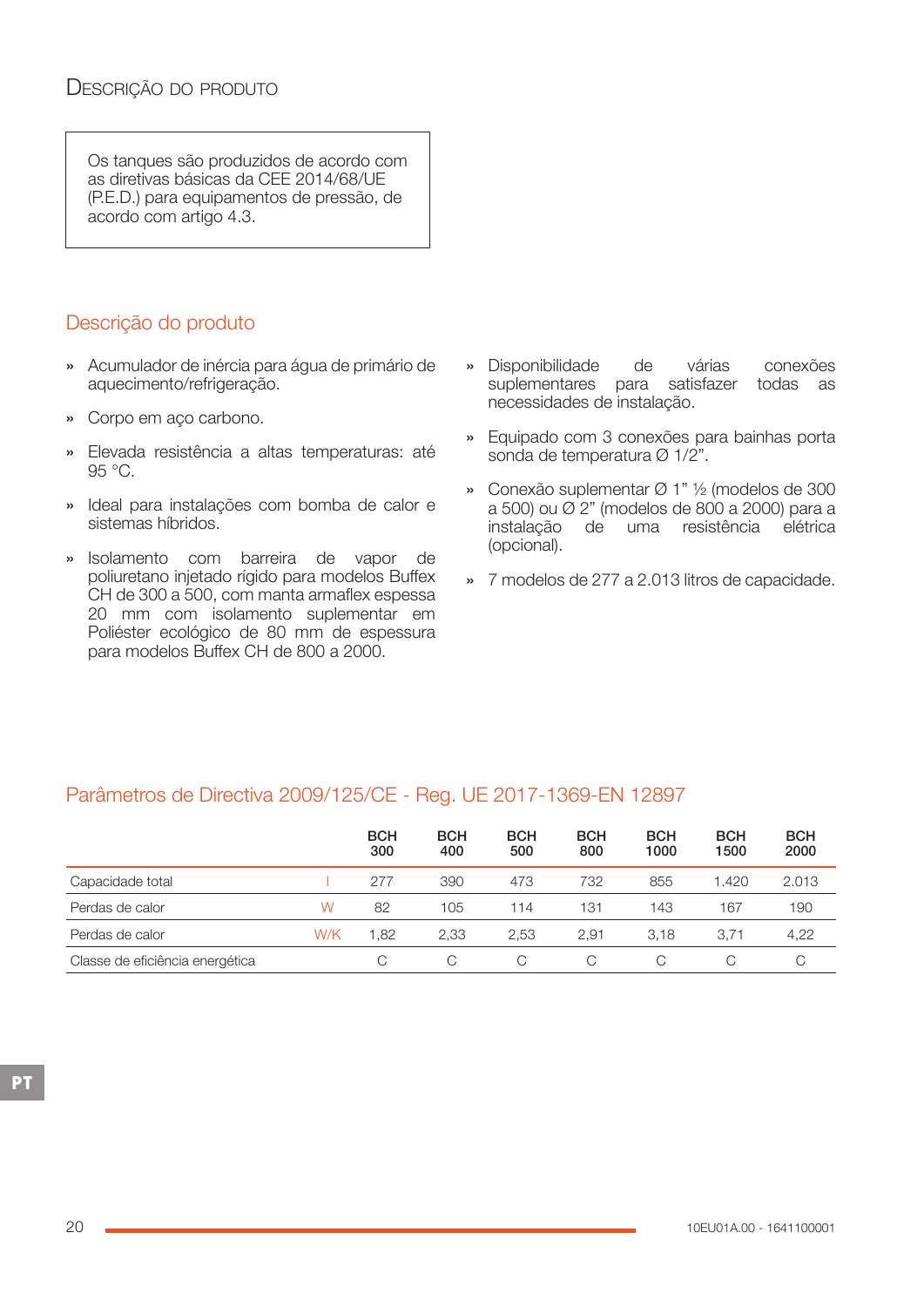# Descrição do produto

Os tanques são produzidos de acordo com as diretivas básicas da CEE 2014/68/UE (P.E.D.) para equipamentos de pressão, de acordo com artigo 4.3.

## Descrição do produto

- Acumulador de inércia para água de primário de aquecimento/refrigeração.
- Corpo em aço carbono.
- Elevada resistência a altas temperaturas: até 95 °C.
- Ideal para instalações com bomba de calor e sistemas híbridos.
- Isolamento com barreira de vapor de poliuretano injetado rígido para modelos Buffex CH de 300 a 500, com manta armaflex espessa 20 mm com isolamento suplementar em Poliéster ecológico de 80 mm de espessura para modelos Buffex CH de 800 a 2000.
- Disponibilidade de várias conexões suplementares para satisfazer todas as necessidades de instalação.
- Equipado com 3 conexões para bainhas porta sonda de temperatura Ø 1/2".
- Conexão suplementar Ø 1" ½ (modelos de 300 a 500) ou Ø 2" (modelos de 800 a 2000) para a instalação de uma resistência elétrica (opcional).
- 7 modelos de 277 a 2.013 litros de capacidade.

## Parâmetros de Directiva 2009/125/CE - Reg. UE 2017-1369-EN 12897

| | | BCH 300 | BCH 400 | BCH 500 | BCH 800 | BCH 1000 | BCH 1500 | BCH 2000 |
|---|---|---|---|---|---|---|---|---|
| Capacidade total | l | 277 | 390 | 473 | 732 | 855 | 1.420 | 2.013 |
| Perdas de calor | W | 82 | 105 | 114 | 131 | 143 | 167 | 190 |
| Perdas de calor | W/K | 1,82 | 2,33 | 2,53 | 2,91 | 3,18 | 3,71 | 4,22 |
| Classe de eficiência energética | | C | C | C | C | C | C | C |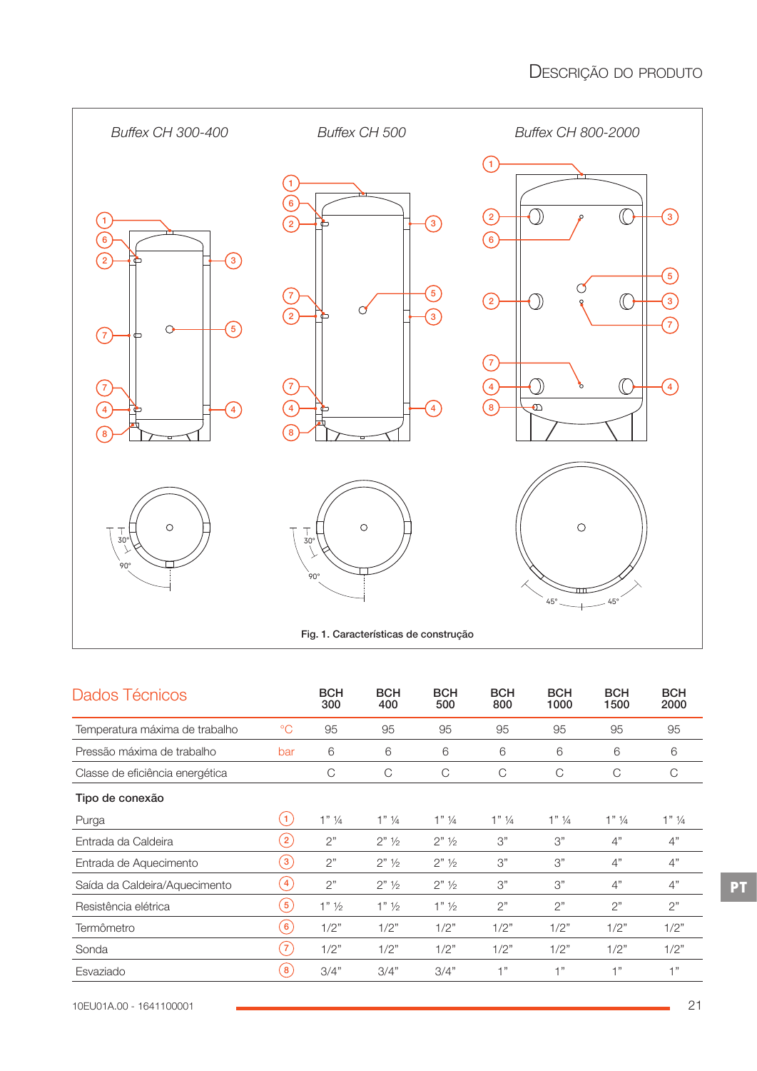*Buffex CH 300-400*

*Buffex CH 500*

*Buffex CH 800-2000*

Fig. 1. Características de construção

## Dados Técnicos

| | | BCH 300 | BCH 400 | BCH 500 | BCH 800 | BCH 1000 | BCH 1500 | BCH 2000 |
|---|---|---|---|---|---|---|---|---|
| Temperatura máxima de trabalho | °C | 95 | 95 | 95 | 95 | 95 | 95 | 95 |
| Pressão máxima de trabalho | bar | 6 | 6 | 6 | 6 | 6 | 6 | 6 |
| Classe de eficiência energética | | C | C | C | C | C | C | C |
| **Tipo de conexão** | | | | | | | | |
| Purga | 1 | 1" ¼ | 1" ¼ | 1" ¼ | 1" ¼ | 1" ¼ | 1" ¼ | 1" ¼ |
| Entrada da Caldeira | 2 | 2" | 2" ½ | 2" ½ | 3" | 3" | 4" | 4" |
| Entrada de Aquecimento | 3 | 2" | 2" ½ | 2" ½ | 3" | 3" | 4" | 4" |
| Saída da Caldeira/Aquecimento | 4 | 2" | 2" ½ | 2" ½ | 3" | 3" | 4" | 4" |
| Resistência elétrica | 5 | 1" ½ | 1" ½ | 1" ½ | 2" | 2" | 2" | 2" |
| Termômetro | 6 | 1/2" | 1/2" | 1/2" | 1/2" | 1/2" | 1/2" | 1/2" |
| Sonda | 7 | 1/2" | 1/2" | 1/2" | 1/2" | 1/2" | 1/2" | 1/2" |
| Esvaziado | 8 | 3/4" | 3/4" | 3/4" | 1" | 1" | 1" | 1" |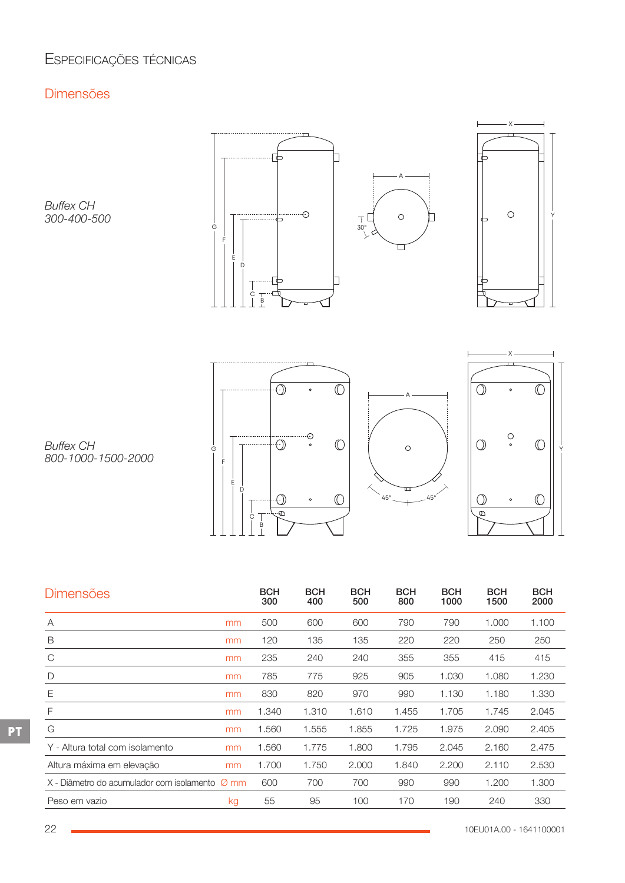# Especificações técnicas

## Dimensões

*Buffex CH*
*300-400-500*

*Buffex CH*
*800-1000-1500-2000*

| Dimensões | | BCH 300 | BCH 400 | BCH 500 | BCH 800 | BCH 1000 | BCH 1500 | BCH 2000 |
|---|---|---|---|---|---|---|---|---|
| A | mm | 500 | 600 | 600 | 790 | 790 | 1.000 | 1.100 |
| B | mm | 120 | 135 | 135 | 220 | 220 | 250 | 250 |
| C | mm | 235 | 240 | 240 | 355 | 355 | 415 | 415 |
| D | mm | 785 | 775 | 925 | 905 | 1.030 | 1.080 | 1.230 |
| E | mm | 830 | 820 | 970 | 990 | 1.130 | 1.180 | 1.330 |
| F | mm | 1.340 | 1.310 | 1.610 | 1.455 | 1.705 | 1.745 | 2.045 |
| G | mm | 1.560 | 1.555 | 1.855 | 1.725 | 1.975 | 2.090 | 2.405 |
| Y - Altura total com isolamento | mm | 1.560 | 1.775 | 1.800 | 1.795 | 2.045 | 2.160 | 2.475 |
| Altura máxima em elevação | mm | 1.700 | 1.750 | 2.000 | 1.840 | 2.200 | 2.110 | 2.530 |
| X - Diâmetro do acumulador com isolamento | Ø mm | 600 | 700 | 700 | 990 | 990 | 1.200 | 1.300 |
| Peso em vazio | kg | 55 | 95 | 100 | 170 | 190 | 240 | 330 |

10EU01A.00 - 1641100001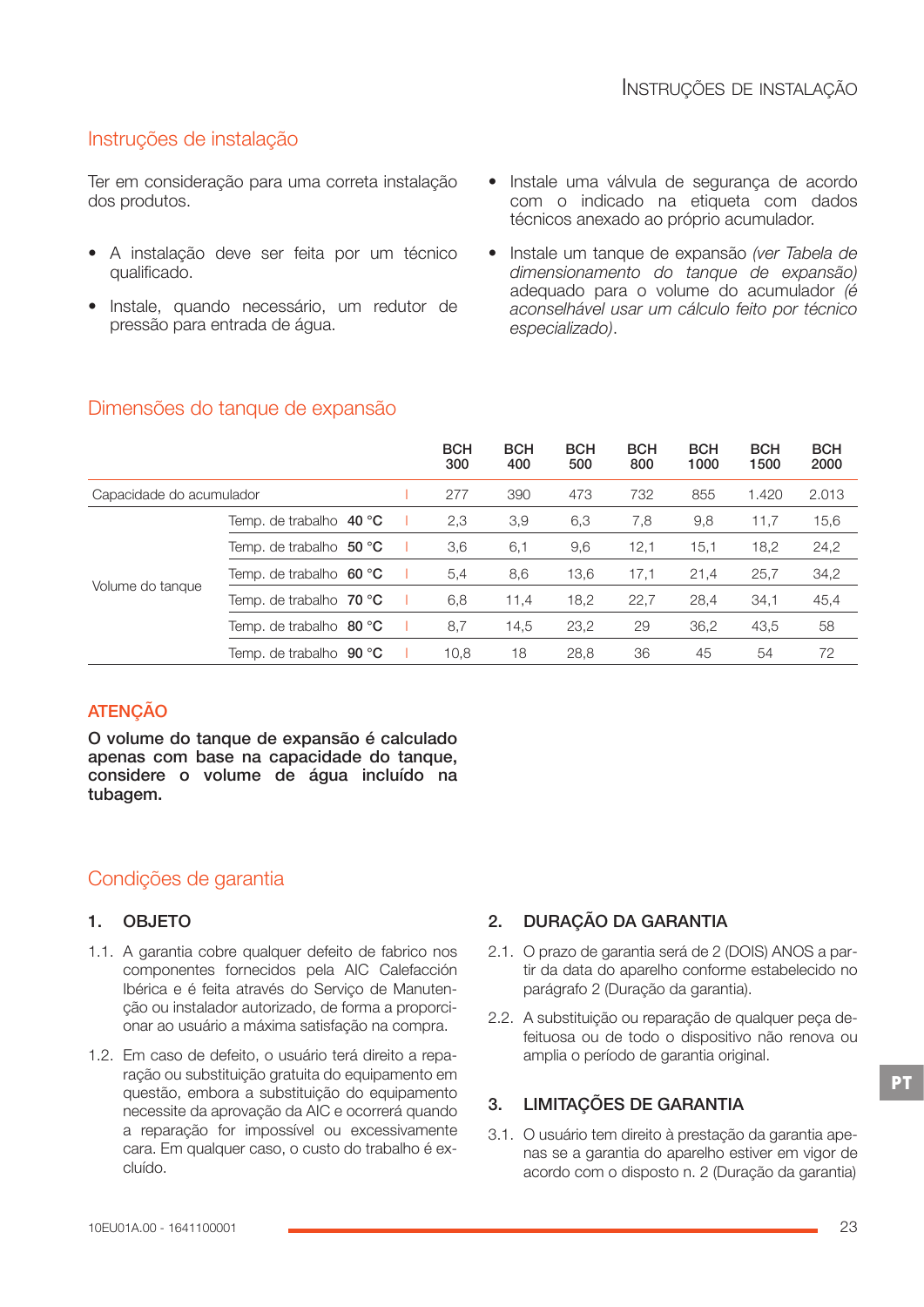## Instruções de instalação

Ter em consideração para uma correta instalação dos produtos.

- A instalação deve ser feita por um técnico qualificado.
- Instale, quando necessário, um redutor de pressão para entrada de água.
- Instale uma válvula de segurança de acordo com o indicado na etiqueta com dados técnicos anexado ao próprio acumulador.
- Instale um tanque de expansão *(ver Tabela de dimensionamento do tanque de expansão)* adequado para o volume do acumulador *(é aconselhável usar um cálculo feito por técnico especializado)*.

## Dimensões do tanque de expansão

| | | | BCH 300 | BCH 400 | BCH 500 | BCH 800 | BCH 1000 | BCH 1500 | BCH 2000 |
|---|---|---|---|---|---|---|---|---|---|
| Capacidade do acumulador | | l | 277 | 390 | 473 | 732 | 855 | 1.420 | 2.013 |
| Volume do tanque | Temp. de trabalho **40 °C** | l | 2,3 | 3,9 | 6,3 | 7,8 | 9,8 | 11,7 | 15,6 |
| | Temp. de trabalho **50 °C** | l | 3,6 | 6,1 | 9,6 | 12,1 | 15,1 | 18,2 | 24,2 |
| | Temp. de trabalho **60 °C** | l | 5,4 | 8,6 | 13,6 | 17,1 | 21,4 | 25,7 | 34,2 |
| | Temp. de trabalho **70 °C** | l | 6,8 | 11,4 | 18,2 | 22,7 | 28,4 | 34,1 | 45,4 |
| | Temp. de trabalho **80 °C** | l | 8,7 | 14,5 | 23,2 | 29 | 36,2 | 43,5 | 58 |
| | Temp. de trabalho **90 °C** | l | 10,8 | 18 | 28,8 | 36 | 45 | 54 | 72 |

### ATENÇÃO

**O volume do tanque de expansão é calculado apenas com base na capacidade do tanque, considere o volume de água incluído na tubagem.**

## Condições de garantia

### 1. OBJETO

1.1. A garantia cobre qualquer defeito de fabrico nos componentes fornecidos pela AIC Calefacción Ibérica e é feita através do Serviço de Manutenção ou instalador autorizado, de forma a proporcionar ao usuário a máxima satisfação na compra.

1.2. Em caso de defeito, o usuário terá direito a reparação ou substituição gratuita do equipamento em questão, embora a substituição do equipamento necessite da aprovação da AIC e ocorrerá quando a reparação for impossível ou excessivamente cara. Em qualquer caso, o custo do trabalho é excluído.

### 2. DURAÇÃO DA GARANTIA

2.1. O prazo de garantia será de 2 (DOIS) ANOS a partir da data do aparelho conforme estabelecido no parágrafo 2 (Duração da garantia).

2.2. A substituição ou reparação de qualquer peça defeituosa ou de todo o dispositivo não renova ou amplia o período de garantia original.

### 3. LIMITAÇÕES DE GARANTIA

3.1. O usuário tem direito à prestação da garantia apenas se a garantia do aparelho estiver em vigor de acordo com o disposto n. 2 (Duração da garantia)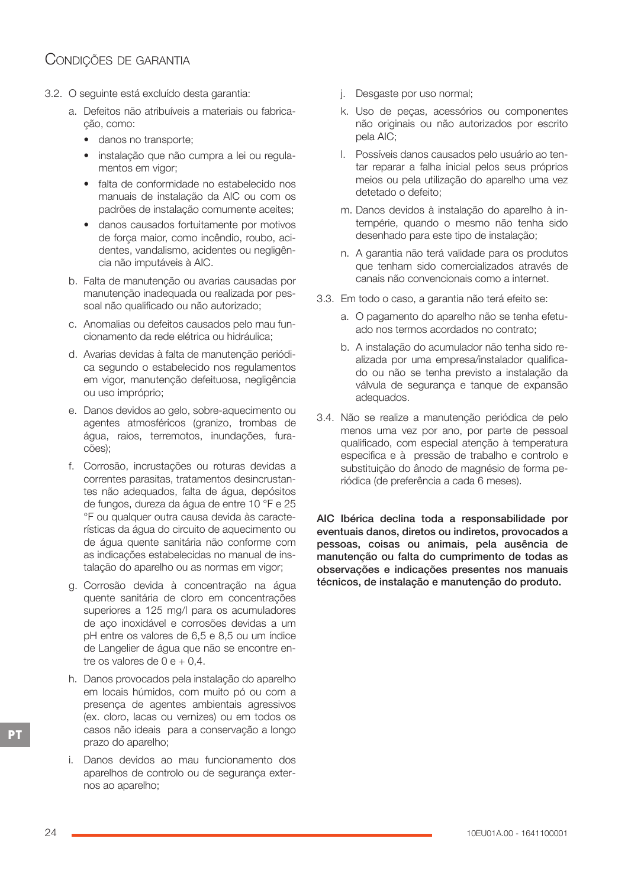## Condições de garantia

3.2. O seguinte está excluído desta garantia:

a. Defeitos não atribuíveis a materiais ou fabricação, como:
   - danos no transporte;
   - instalação que não cumpra a lei ou regulamentos em vigor;
   - falta de conformidade no estabelecido nos manuais de instalação da AIC ou com os padrões de instalação comumente aceites;
   - danos causados fortuitamente por motivos de força maior, como incêndio, roubo, acidentes, vandalismo, acidentes ou negligência não imputáveis à AIC.

b. Falta de manutenção ou avarias causadas por manutenção inadequada ou realizada por pessoal não qualificado ou não autorizado;

c. Anomalias ou defeitos causados pelo mau funcionamento da rede elétrica ou hidráulica;

d. Avarias devidas à falta de manutenção periódica segundo o estabelecido nos regulamentos em vigor, manutenção defeituosa, negligência ou uso impróprio;

e. Danos devidos ao gelo, sobre-aquecimento ou agentes atmosféricos (granizo, trombas de água, raios, terremotos, inundações, furacões);

f. Corrosão, incrustações ou roturas devidas a correntes parasitas, tratamentos desincrustantes não adequados, falta de água, depósitos de fungos, dureza da água de entre 10 °F e 25 °F ou qualquer outra causa devida às características da água do circuito de aquecimento ou de água quente sanitária não conforme com as indicações estabelecidas no manual de instalação do aparelho ou as normas em vigor;

g. Corrosão devida à concentração na água quente sanitária de cloro em concentrações superiores a 125 mg/l para os acumuladores de aço inoxidável e corrosões devidas a um pH entre os valores de 6,5 e 8,5 ou um índice de Langelier de água que não se encontre entre os valores de 0 e + 0,4.

h. Danos provocados pela instalação do aparelho em locais húmidos, com muito pó ou com a presença de agentes ambientais agressivos (ex. cloro, lacas ou vernizes) ou em todos os casos não ideais para a conservação a longo prazo do aparelho;

i. Danos devidos ao mau funcionamento dos aparelhos de controlo ou de segurança externos ao aparelho;

j. Desgaste por uso normal;

k. Uso de peças, acessórios ou componentes não originais ou não autorizados por escrito pela AIC;

l. Possíveis danos causados pelo usuário ao tentar reparar a falha inicial pelos seus próprios meios ou pela utilização do aparelho uma vez detetado o defeito;

m. Danos devidos à instalação do aparelho à intempérie, quando o mesmo não tenha sido desenhado para este tipo de instalação;

n. A garantia não terá validade para os produtos que tenham sido comercializados através de canais não convencionais como a internet.

3.3. Em todo o caso, a garantia não terá efeito se:

a. O pagamento do aparelho não se tenha efetuado nos termos acordados no contrato;

b. A instalação do acumulador não tenha sido realizada por uma empresa/instalador qualificado ou não se tenha previsto a instalação da válvula de segurança e tanque de expansão adequados.

3.4. Não se realize a manutenção periódica de pelo menos uma vez por ano, por parte de pessoal qualificado, com especial atenção à temperatura especifica e à pressão de trabalho e controlo e substituição do ânodo de magnésio de forma periódica (de preferência a cada 6 meses).

**AIC Ibérica declina toda a responsabilidade por eventuais danos, diretos ou indiretos, provocados a pessoas, coisas ou animais, pela ausência de manutenção ou falta do cumprimento de todas as observações e indicações presentes nos manuais técnicos, de instalação e manutenção do produto.**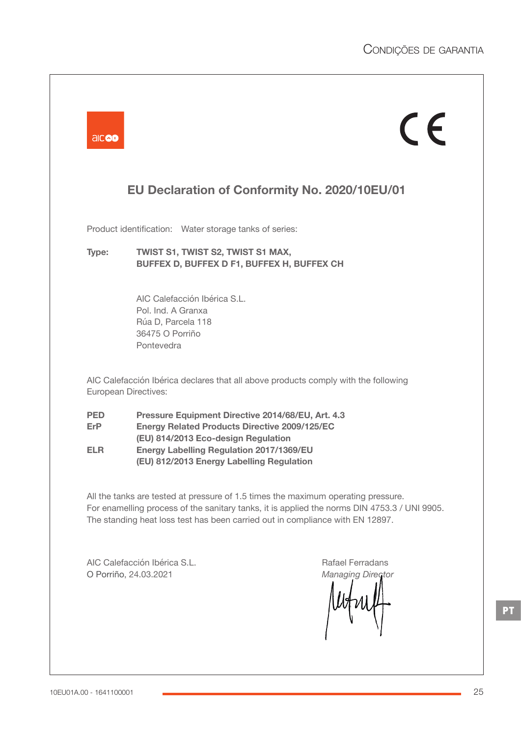# EU Declaration of Conformity No. 2020/10EU/01

Product identification: Water storage tanks of series:

**Type:** **TWIST S1, TWIST S2, TWIST S1 MAX, BUFFEX D, BUFFEX D F1, BUFFEX H, BUFFEX CH**

AIC Calefacción Ibérica S.L.
Pol. Ind. A Granxa
Rúa D, Parcela 118
36475 O Porriño
Pontevedra

AIC Calefacción Ibérica declares that all above products comply with the following European Directives:

| | |
|---|---|
| **PED** | **Pressure Equipment Directive 2014/68/EU, Art. 4.3** |
| **ErP** | **Energy Related Products Directive 2009/125/EC** |
| | **(EU) 814/2013 Eco-design Regulation** |
| **ELR** | **Energy Labelling Regulation 2017/1369/EU** |
| | **(EU) 812/2013 Energy Labelling Regulation** |

All the tanks are tested at pressure of 1.5 times the maximum operating pressure.
For enamelling process of the sanitary tanks, it is applied the norms DIN 4753.3 / UNI 9905.
The standing heat loss test has been carried out in compliance with EN 12897.

AIC Calefacción Ibérica S.L.
O Porriño, 24.03.2021

Rafael Ferradans
*Managing Director*

10EU01A.00 - 1641100001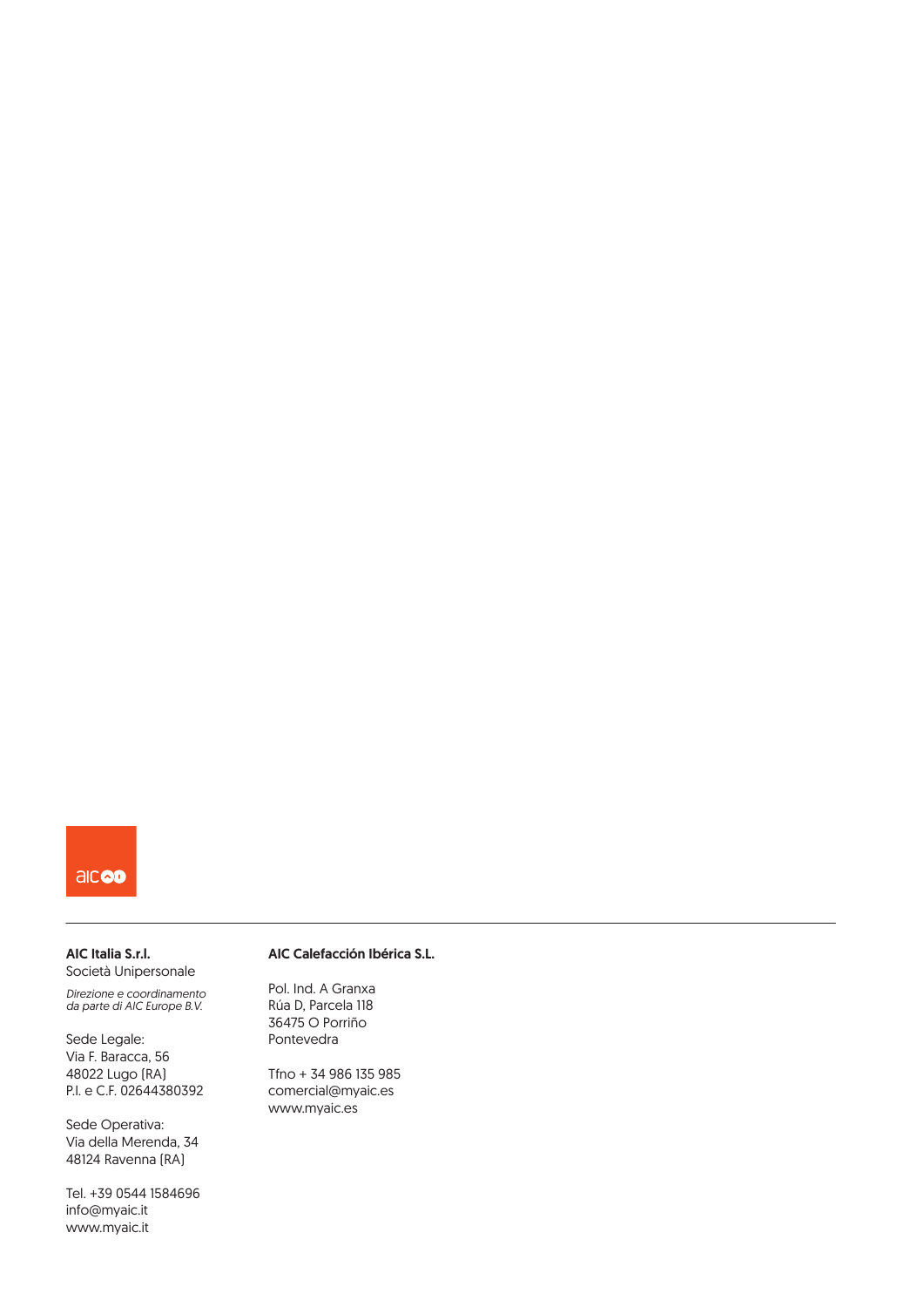**AIC Italia S.r.l.**
Società Unipersonale

*Direzione e coordinamento da parte di AIC Europe B.V.*

Sede Legale:
Via F. Baracca, 56
48022 Lugo (RA)
P.I. e C.F. 02644380392

Sede Operativa:
Via della Merenda, 34
48124 Ravenna (RA)

Tel. +39 0544 1584696
info@myaic.it
www.myaic.it

**AIC Calefacción Ibérica S.L.**

Pol. Ind. A Granxa
Rúa D, Parcela 118
36475 O Porriño
Pontevedra

Tfno + 34 986 135 985
comercial@myaic.es
www.myaic.es